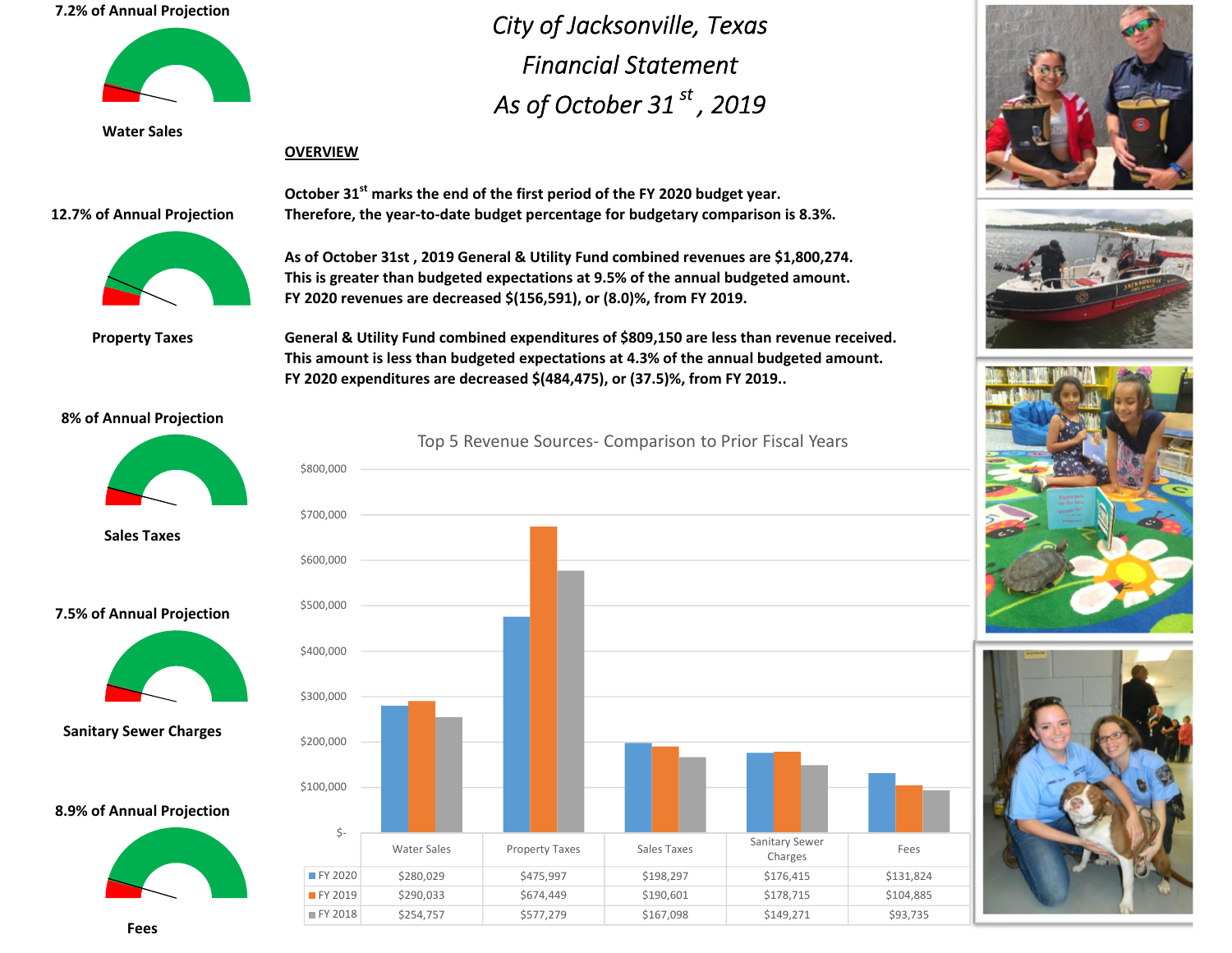# City of Jacksonville, Texas

# Financial Statement

# As of October 31st, 2019

## OVERVIEW

**October 31st marks the end of the first period of the FY 2020 budget year. Therefore, the year-to-date budget percentage for budgetary comparison is 8.3%.**

**As of October 31st , 2019 General & Utility Fund combined revenues are $1,800,274. This is greater than budgeted expectations at 9.5% of the annual budgeted amount. FY 2020 revenues are decreased $(156,591), or (8.0)%, from FY 2019.**

**General & Utility Fund combined expenditures of $809,150 are less than revenue received. This amount is less than budgeted expectations at 4.3% of the annual budgeted amount. FY 2020 expenditures are decreased $(484,475), or (37.5)%, from FY 2019..**

**7.2% of Annual Projection**

**Water Sales**

**12.7% of Annual Projection**

**Property Taxes**

**8% of Annual Projection**

**Sales Taxes**

**7.5% of Annual Projection**

**Sanitary Sewer Charges**

**8.9% of Annual Projection**

**Fees**

### Top 5 Revenue Sources- Comparison to Prior Fiscal Years

| | Water Sales | Property Taxes | Sales Taxes | Sanitary Sewer Charges | Fees |
|---|---|---|---|---|---|
| FY 2020 | $280,029 | $475,997 | $198,297 | $176,415 | $131,824 |
| FY 2019 | $290,033 | $674,449 | $190,601 | $178,715 | $104,885 |
| FY 2018 | $254,757 | $577,279 | $167,098 | $149,271 | $93,735 |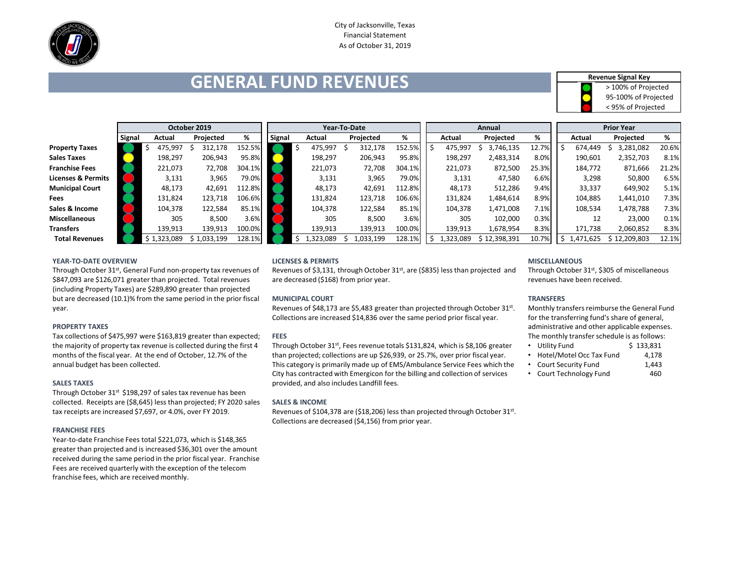City of Jacksonville, Texas
Financial Statement
As of October 31, 2019

# GENERAL FUND REVENUES

| Revenue Signal Key | |
|---|---|
| Green | > 100% of Projected |
| Yellow | 95-100% of Projected |
| Red | < 95% of Projected |

| | October 2019 | | | | Year-To-Date | | | | Annual | | | Prior Year | | |
|---|---|---|---|---|---|---|---|---|---|---|---|---|---|---|
| | Signal | Actual | Projected | % | Signal | Actual | Projected | % | Actual | Projected | % | Actual | Projected | % |
| **Property Taxes** | Green | $ 475,997 | $ 312,178 | 152.5% | Green | $ 475,997 | $ 312,178 | 152.5% | $ 475,997 | $ 3,746,135 | 12.7% | $ 674,449 | $ 3,281,082 | 20.6% |
| **Sales Taxes** | Yellow | 198,297 | 206,943 | 95.8% | Yellow | 198,297 | 206,943 | 95.8% | 198,297 | 2,483,314 | 8.0% | 190,601 | 2,352,703 | 8.1% |
| **Franchise Fees** | Green | 221,073 | 72,708 | 304.1% | Green | 221,073 | 72,708 | 304.1% | 221,073 | 872,500 | 25.3% | 184,772 | 871,666 | 21.2% |
| **Licenses & Permits** | Red | 3,131 | 3,965 | 79.0% | Red | 3,131 | 3,965 | 79.0% | 3,131 | 47,580 | 6.6% | 3,298 | 50,800 | 6.5% |
| **Municipal Court** | Green | 48,173 | 42,691 | 112.8% | Green | 48,173 | 42,691 | 112.8% | 48,173 | 512,286 | 9.4% | 33,337 | 649,902 | 5.1% |
| **Fees** | Green | 131,824 | 123,718 | 106.6% | Green | 131,824 | 123,718 | 106.6% | 131,824 | 1,484,614 | 8.9% | 104,885 | 1,441,010 | 7.3% |
| **Sales & Income** | Red | 104,378 | 122,584 | 85.1% | Red | 104,378 | 122,584 | 85.1% | 104,378 | 1,471,008 | 7.1% | 108,534 | 1,478,788 | 7.3% |
| **Miscellaneous** | Red | 305 | 8,500 | 3.6% | Red | 305 | 8,500 | 3.6% | 305 | 102,000 | 0.3% | 12 | 23,000 | 0.1% |
| **Transfers** | Green | 139,913 | 139,913 | 100.0% | Green | 139,913 | 139,913 | 100.0% | 139,913 | 1,678,954 | 8.3% | 171,738 | 2,060,852 | 8.3% |
| **Total Revenues** | Green | $ 1,323,089 | $ 1,033,199 | 128.1% | Green | $ 1,323,089 | $ 1,033,199 | 128.1% | $ 1,323,089 | $ 12,398,391 | 10.7% | $ 1,471,625 | $ 12,209,803 | 12.1% |

### YEAR-TO-DATE OVERVIEW

Through October 31st, General Fund non-property tax revenues of $847,093 are $126,071 greater than projected. Total revenues (including Property Taxes) are $289,890 greater than projected but are decreased (10.1)% from the same period in the prior fiscal year.

### PROPERTY TAXES

Tax collections of $475,997 were $163,819 greater than expected; the majority of property tax revenue is collected during the first 4 months of the fiscal year. At the end of October, 12.7% of the annual budget has been collected.

### SALES TAXES

Through October 31st $198,297 of sales tax revenue has been collected. Receipts are ($8,645) less than projected; FY 2020 sales tax receipts are increased $7,697, or 4.0%, over FY 2019.

### FRANCHISE FEES

Year-to-date Franchise Fees total $221,073, which is $148,365 greater than projected and is increased $36,301 over the amount received during the same period in the prior fiscal year. Franchise Fees are received quarterly with the exception of the telecom franchise fees, which are received monthly.

### LICENSES & PERMITS

Revenues of $3,131, through October 31st, are ($835) less than projected and are decreased ($168) from prior year.

### MUNICIPAL COURT

Revenues of $48,173 are $5,483 greater than projected through October 31st. Collections are increased $14,836 over the same period prior fiscal year.

### FEES

Through October 31st, Fees revenue totals $131,824, which is $8,106 greater than projected; collections are up $26,939, or 25.7%, over prior fiscal year. This category is primarily made up of EMS/Ambulance Service Fees which the City has contracted with Emergicon for the billing and collection of services provided, and also includes Landfill fees.

### SALES & INCOME

Revenues of $104,378 are ($18,206) less than projected through October 31st. Collections are decreased ($4,156) from prior year.

### MISCELLANEOUS

Through October 31st, $305 of miscellaneous revenues have been received.

### TRANSFERS

Monthly transfers reimburse the General Fund for the transferring fund's share of general, administrative and other applicable expenses. The monthly transfer schedule is as follows:

- Utility Fund $ 133,831
- Hotel/Motel Occ Tax Fund 4,178
- Court Security Fund 1,443
- Court Technology Fund 460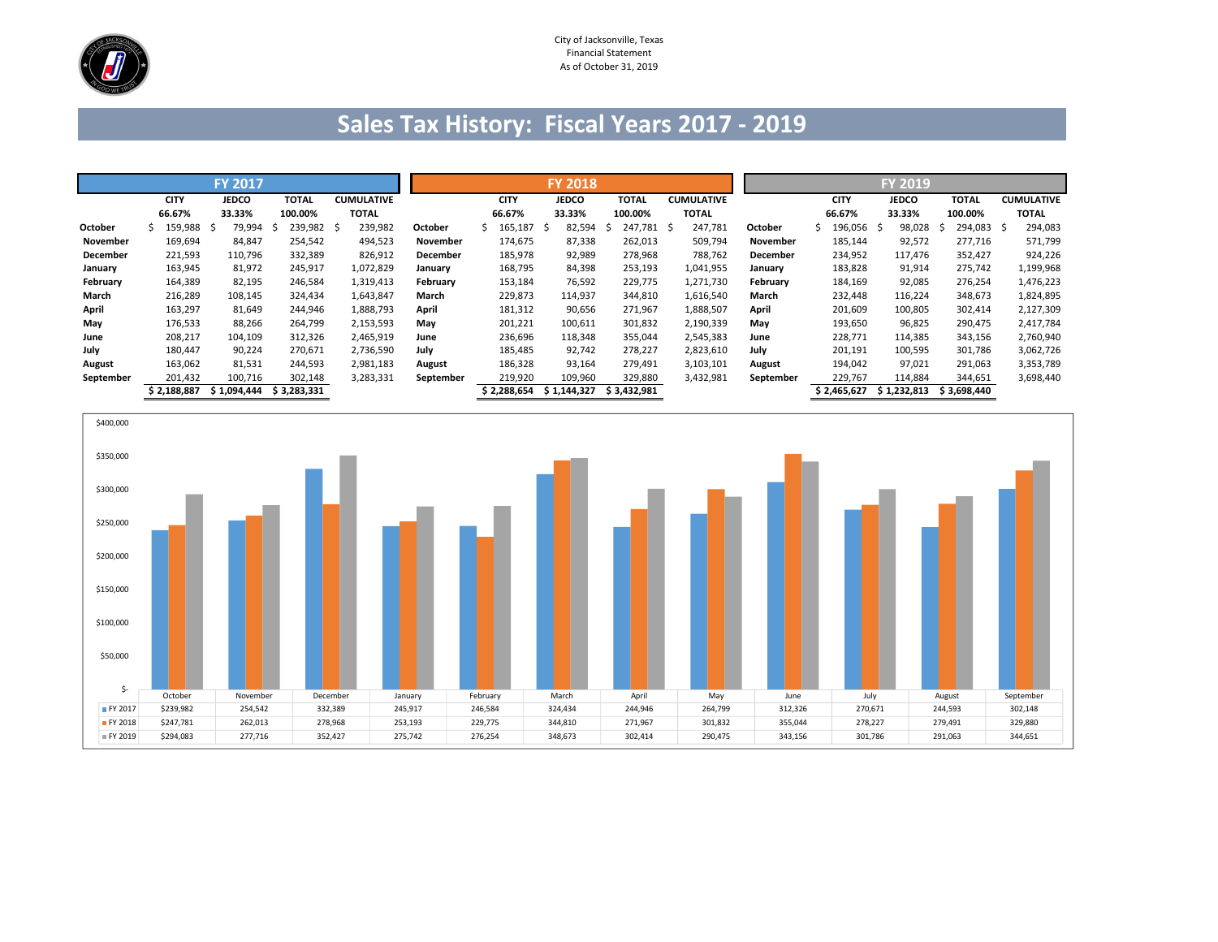City of Jacksonville, Texas
Financial Statement
As of October 31, 2019

# Sales Tax History: Fiscal Years 2017 - 2019

| | FY 2017 | | | | FY 2018 | | | | FY 2019 | | | |
|---|---|---|---|---|---|---|---|---|---|---|---|---|
| | CITY 66.67% | JEDCO 33.33% | TOTAL 100.00% | CUMULATIVE TOTAL | CITY 66.67% | JEDCO 33.33% | TOTAL 100.00% | CUMULATIVE TOTAL | CITY 66.67% | JEDCO 33.33% | TOTAL 100.00% | CUMULATIVE TOTAL |
| October | $ 159,988 | $ 79,994 | $ 239,982 | $ 239,982 | $ 165,187 | $ 82,594 | $ 247,781 | $ 247,781 | $ 196,056 | $ 98,028 | $ 294,083 | $ 294,083 |
| November | 169,694 | 84,847 | 254,542 | 494,523 | 174,675 | 87,338 | 262,013 | 509,794 | 185,144 | 92,572 | 277,716 | 571,799 |
| December | 221,593 | 110,796 | 332,389 | 826,912 | 185,978 | 92,989 | 278,968 | 788,762 | 234,952 | 117,476 | 352,427 | 924,226 |
| January | 163,945 | 81,972 | 245,917 | 1,072,829 | 168,795 | 84,398 | 253,193 | 1,041,955 | 183,828 | 91,914 | 275,742 | 1,199,968 |
| February | 164,389 | 82,195 | 246,584 | 1,319,413 | 153,184 | 76,592 | 229,775 | 1,271,730 | 184,169 | 92,085 | 276,254 | 1,476,223 |
| March | 216,289 | 108,145 | 324,434 | 1,643,847 | 229,873 | 114,937 | 344,810 | 1,616,540 | 232,448 | 116,224 | 348,673 | 1,824,895 |
| April | 163,297 | 81,649 | 244,946 | 1,888,793 | 181,312 | 90,656 | 271,967 | 1,888,507 | 201,609 | 100,805 | 302,414 | 2,127,309 |
| May | 176,533 | 88,266 | 264,799 | 2,153,593 | 201,221 | 100,611 | 301,832 | 2,190,339 | 193,650 | 96,825 | 290,475 | 2,417,784 |
| June | 208,217 | 104,109 | 312,326 | 2,465,919 | 236,696 | 118,348 | 355,044 | 2,545,383 | 228,771 | 114,385 | 343,156 | 2,760,940 |
| July | 180,447 | 90,224 | 270,671 | 2,736,590 | 185,485 | 92,742 | 278,227 | 2,823,610 | 201,191 | 100,595 | 301,786 | 3,062,726 |
| August | 163,062 | 81,531 | 244,593 | 2,981,183 | 186,328 | 93,164 | 279,491 | 3,103,101 | 194,042 | 97,021 | 291,063 | 3,353,789 |
| September | 201,432 | 100,716 | 302,148 | 3,283,331 | 219,920 | 109,960 | 329,880 | 3,432,981 | 229,767 | 114,884 | 344,651 | 3,698,440 |
| | $ 2,188,887 | $ 1,094,444 | $ 3,283,331 | | $ 2,288,654 | $ 1,144,327 | $ 3,432,981 | | $ 2,465,627 | $ 1,232,813 | $ 3,698,440 | |

$400,000
$350,000
$300,000
$250,000
$200,000
$150,000
$100,000
$50,000
$-

October November December January February March April May June July August September

FY 2017 $239,982 254,542 332,389 245,917 246,584 324,434 244,946 264,799 312,326 270,671 244,593 302,148

FY 2018 $247,781 262,013 278,968 253,193 229,775 344,810 271,967 301,832 355,044 278,227 279,491 329,880

FY 2019 $294,083 277,716 352,427 275,742 276,254 348,673 302,414 290,475 343,156 301,786 291,063 344,651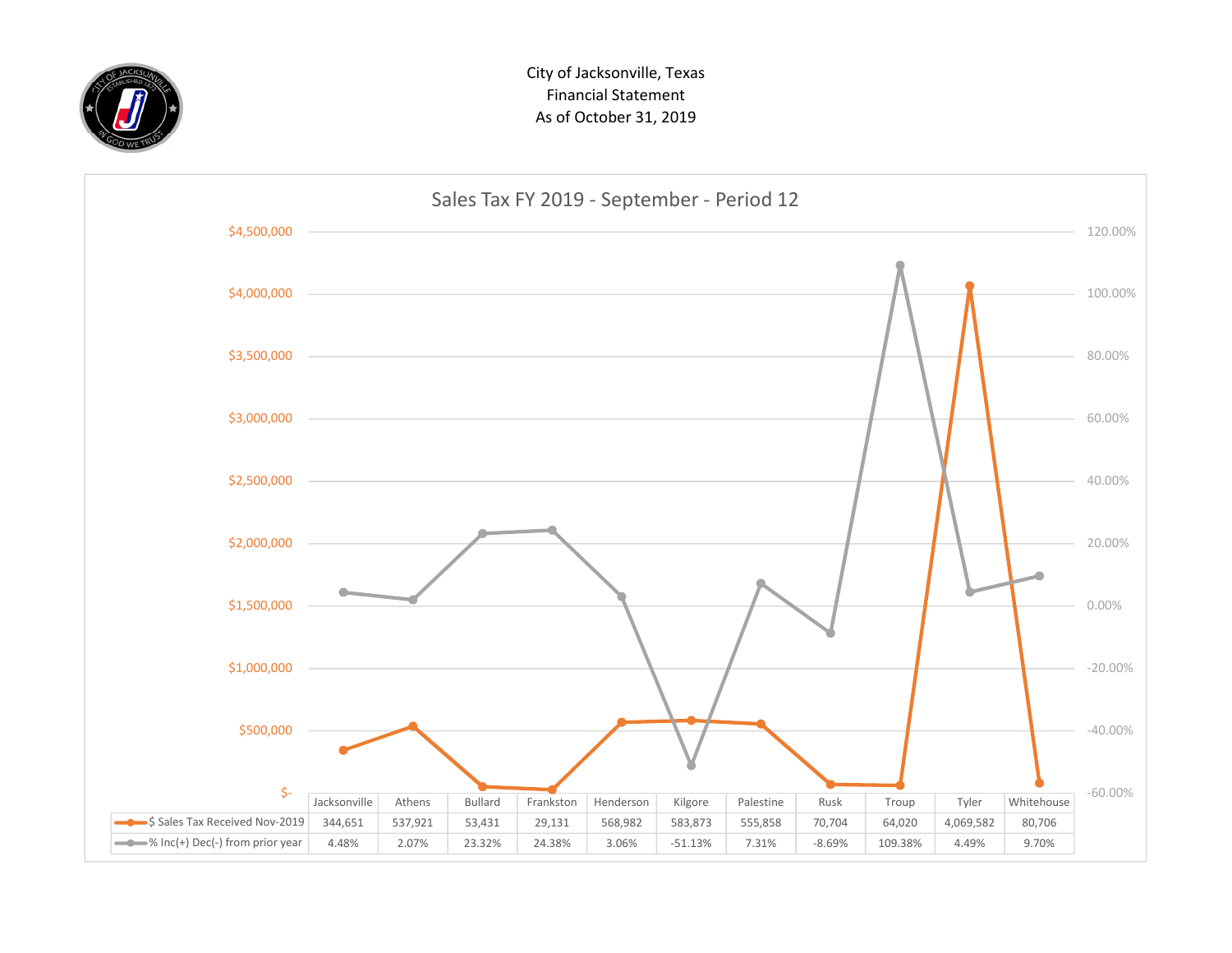City of Jacksonville, Texas
Financial Statement
As of October 31, 2019

Sales Tax FY 2019 - September - Period 12

$4,500,000
$4,000,000
$3,500,000
$3,000,000
$2,500,000
$2,000,000
$1,500,000
$1,000,000
$500,000
$-

120.00%
100.00%
80.00%
60.00%
40.00%
20.00%
0.00%
-20.00%
-40.00%
-60.00%

| | Jacksonville | Athens | Bullard | Frankston | Henderson | Kilgore | Palestine | Rusk | Troup | Tyler | Whitehouse |
|---|---|---|---|---|---|---|---|---|---|---|---|
| $ Sales Tax Received Nov-2019 | 344,651 | 537,921 | 53,431 | 29,131 | 568,982 | 583,873 | 555,858 | 70,704 | 64,020 | 4,069,582 | 80,706 |
| % Inc(+) Dec(-) from prior year | 4.48% | 2.07% | 23.32% | 24.38% | 3.06% | -51.13% | 7.31% | -8.69% | 109.38% | 4.49% | 9.70% |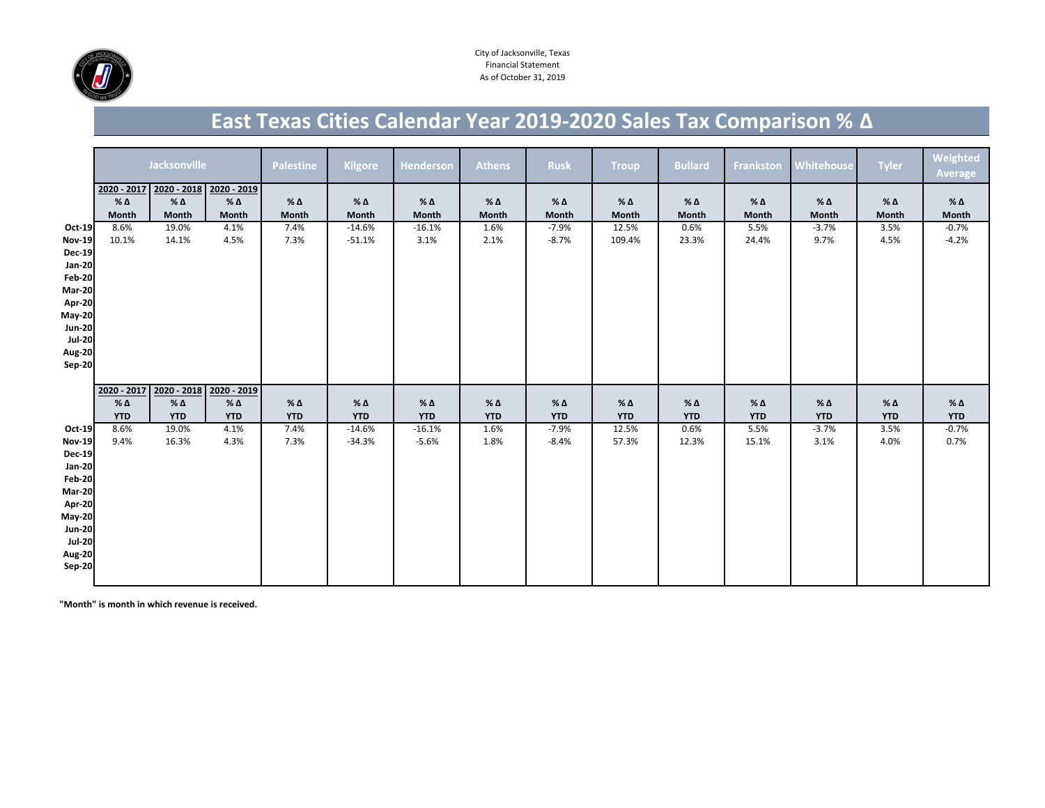City of Jacksonville, Texas
Financial Statement
As of October 31, 2019

# East Texas Cities Calendar Year 2019-2020 Sales Tax Comparison % Δ

| | Jacksonville | | | Palestine | Kilgore | Henderson | Athens | Rusk | Troup | Bullard | Frankston | Whitehouse | Tyler | Weighted Average |
|---|---|---|---|---|---|---|---|---|---|---|---|---|---|---|
| | 2020 - 2017 % Δ Month | 2020 - 2018 % Δ Month | 2020 - 2019 % Δ Month | % Δ Month | % Δ Month | % Δ Month | % Δ Month | % Δ Month | % Δ Month | % Δ Month | % Δ Month | % Δ Month | % Δ Month | % Δ Month |
| Oct-19 | 8.6% | 19.0% | 4.1% | 7.4% | -14.6% | -16.1% | 1.6% | -7.9% | 12.5% | 0.6% | 5.5% | -3.7% | 3.5% | -0.7% |
| Nov-19 | 10.1% | 14.1% | 4.5% | 7.3% | -51.1% | 3.1% | 2.1% | -8.7% | 109.4% | 23.3% | 24.4% | 9.7% | 4.5% | -4.2% |
| Dec-19 | | | | | | | | | | | | | | |
| Jan-20 | | | | | | | | | | | | | | |
| Feb-20 | | | | | | | | | | | | | | |
| Mar-20 | | | | | | | | | | | | | | |
| Apr-20 | | | | | | | | | | | | | | |
| May-20 | | | | | | | | | | | | | | |
| Jun-20 | | | | | | | | | | | | | | |
| Jul-20 | | | | | | | | | | | | | | |
| Aug-20 | | | | | | | | | | | | | | |
| Sep-20 | | | | | | | | | | | | | | |
| | 2020 - 2017 % Δ YTD | 2020 - 2018 % Δ YTD | 2020 - 2019 % Δ YTD | % Δ YTD | % Δ YTD | % Δ YTD | % Δ YTD | % Δ YTD | % Δ YTD | % Δ YTD | % Δ YTD | % Δ YTD | % Δ YTD | % Δ YTD |
| Oct-19 | 8.6% | 19.0% | 4.1% | 7.4% | -14.6% | -16.1% | 1.6% | -7.9% | 12.5% | 0.6% | 5.5% | -3.7% | 3.5% | -0.7% |
| Nov-19 | 9.4% | 16.3% | 4.3% | 7.3% | -34.3% | -5.6% | 1.8% | -8.4% | 57.3% | 12.3% | 15.1% | 3.1% | 4.0% | 0.7% |
| Dec-19 | | | | | | | | | | | | | | |
| Jan-20 | | | | | | | | | | | | | | |
| Feb-20 | | | | | | | | | | | | | | |
| Mar-20 | | | | | | | | | | | | | | |
| Apr-20 | | | | | | | | | | | | | | |
| May-20 | | | | | | | | | | | | | | |
| Jun-20 | | | | | | | | | | | | | | |
| Jul-20 | | | | | | | | | | | | | | |
| Aug-20 | | | | | | | | | | | | | | |
| Sep-20 | | | | | | | | | | | | | | |

**"Month" is month in which revenue is received.**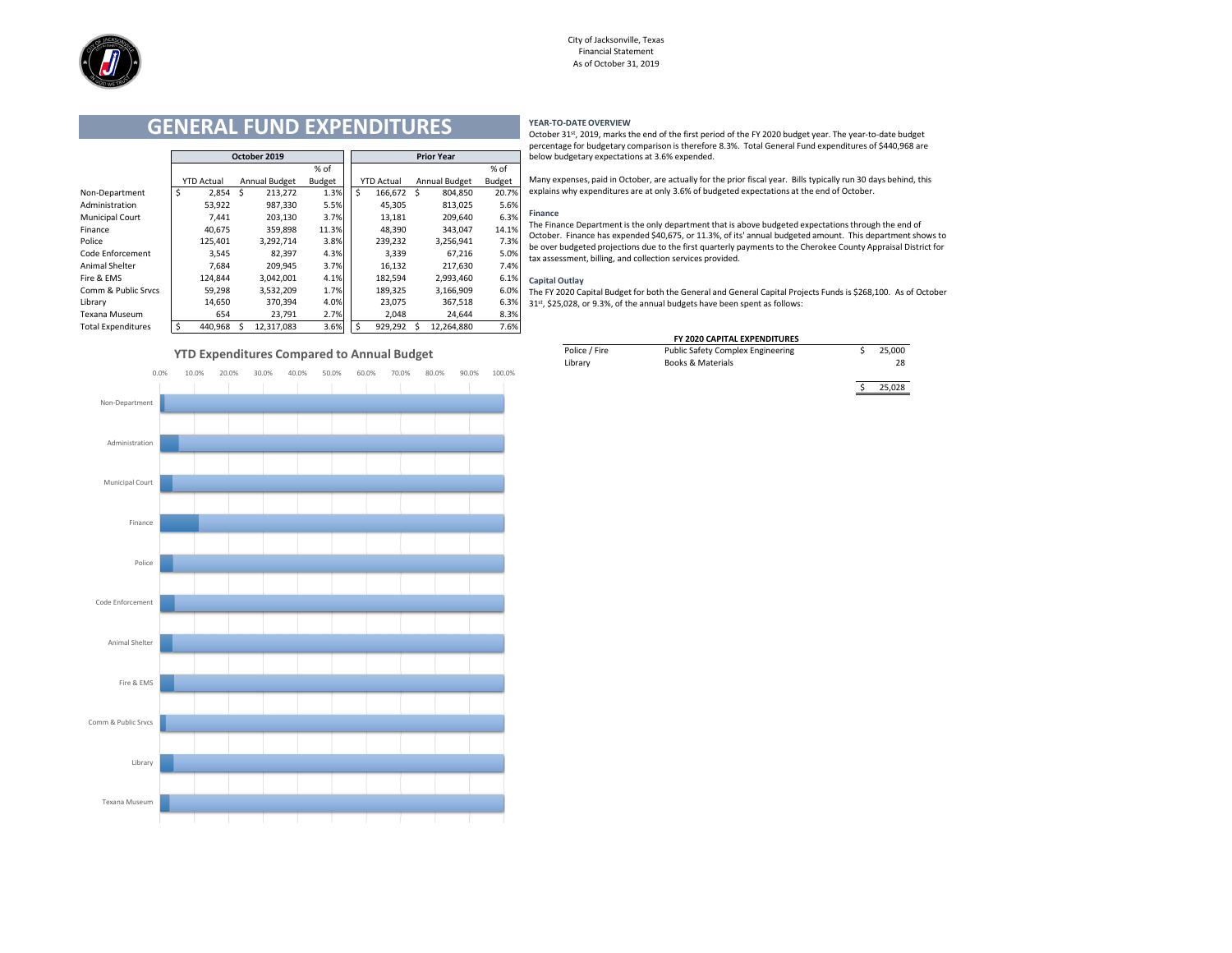City of Jacksonville, Texas
Financial Statement
As of October 31, 2019

# GENERAL FUND EXPENDITURES

| | October 2019 | | | Prior Year | | |
|---|---|---|---|---|---|---|
| | YTD Actual | Annual Budget | % of Budget | YTD Actual | Annual Budget | % of Budget |
| Non-Department | $ 2,854 | $ 213,272 | 1.3% | $ 166,672 | $ 804,850 | 20.7% |
| Administration | 53,922 | 987,330 | 5.5% | 45,305 | 813,025 | 5.6% |
| Municipal Court | 7,441 | 203,130 | 3.7% | 13,181 | 209,640 | 6.3% |
| Finance | 40,675 | 359,898 | 11.3% | 48,390 | 343,047 | 14.1% |
| Police | 125,401 | 3,292,714 | 3.8% | 239,232 | 3,256,941 | 7.3% |
| Code Enforcement | 3,545 | 82,397 | 4.3% | 3,339 | 67,216 | 5.0% |
| Animal Shelter | 7,684 | 209,945 | 3.7% | 16,132 | 217,630 | 7.4% |
| Fire & EMS | 124,844 | 3,042,001 | 4.1% | 182,594 | 2,993,460 | 6.1% |
| Comm & Public Srvcs | 59,298 | 3,532,209 | 1.7% | 189,325 | 3,166,909 | 6.0% |
| Library | 14,650 | 370,394 | 4.0% | 23,075 | 367,518 | 6.3% |
| Texana Museum | 654 | 23,791 | 2.7% | 2,048 | 24,644 | 8.3% |
| Total Expenditures | $ 440,968 | $ 12,317,083 | 3.6% | $ 929,292 | $ 12,264,880 | 7.6% |

## YTD Expenditures Compared to Annual Budget

0.0% 10.0% 20.0% 30.0% 40.0% 50.0% 60.0% 70.0% 80.0% 90.0% 100.0%

Non-Department
Administration
Municipal Court
Finance
Police
Code Enforcement
Animal Shelter
Fire & EMS
Comm & Public Srvcs
Library
Texana Museum

### YEAR-TO-DATE OVERVIEW

October 31st, 2019, marks the end of the first period of the FY 2020 budget year. The year-to-date budget percentage for budgetary comparison is therefore 8.3%. Total General Fund expenditures of $440,968 are below budgetary expectations at 3.6% expended.

Many expenses, paid in October, are actually for the prior fiscal year. Bills typically run 30 days behind, this explains why expenditures are at only 3.6% of budgeted expectations at the end of October.

### Finance

The Finance Department is the only department that is above budgeted expectations through the end of October. Finance has expended $40,675, or 11.3%, of its' annual budgeted amount. This department shows to be over budgeted projections due to the first quarterly payments to the Cherokee County Appraisal District for tax assessment, billing, and collection services provided.

### Capital Outlay

The FY 2020 Capital Budget for both the General and General Capital Projects Funds is $268,100. As of October 31st, $25,028, or 9.3%, of the annual budgets have been spent as follows:

| FY 2020 CAPITAL EXPENDITURES | | |
|---|---|---|
| Police / Fire | Public Safety Complex Engineering | $ 25,000 |
| Library | Books & Materials | 28 |
| | | $ 25,028 |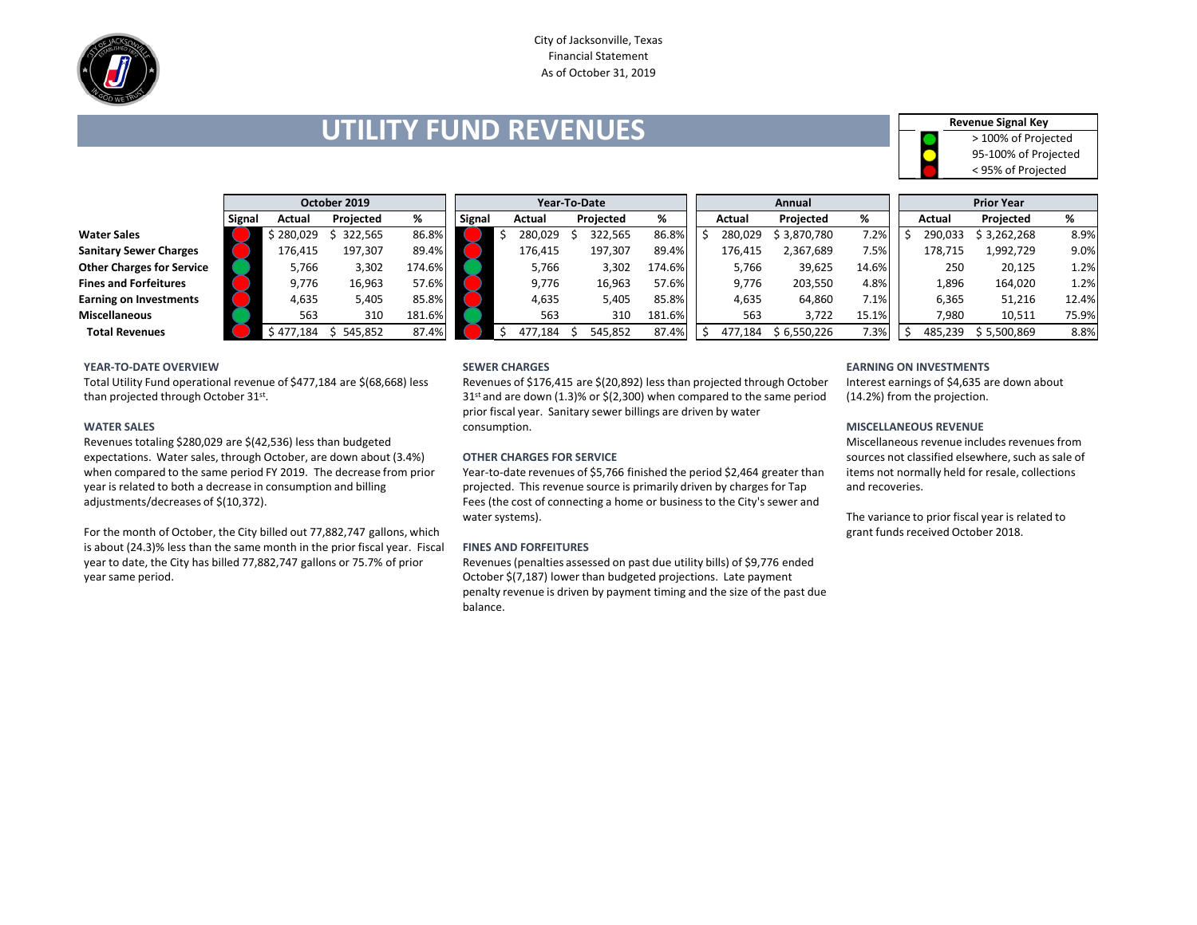City of Jacksonville, Texas
Financial Statement
As of October 31, 2019

# UTILITY FUND REVENUES

| Revenue Signal Key |
|---|
| > 100% of Projected |
| 95-100% of Projected |
| < 95% of Projected |

| | October 2019 | | | | Year-To-Date | | | | Annual | | | Prior Year | | |
|---|---|---|---|---|---|---|---|---|---|---|---|---|---|---|
| | Signal | Actual | Projected | % | Signal | Actual | Projected | % | Actual | Projected | % | Actual | Projected | % |
| **Water Sales** | | $ 280,029 | $ 322,565 | 86.8% | | $ 280,029 | $ 322,565 | 86.8% | $ 280,029 | $ 3,870,780 | 7.2% | $ 290,033 | $ 3,262,268 | 8.9% |
| **Sanitary Sewer Charges** | | 176,415 | 197,307 | 89.4% | | 176,415 | 197,307 | 89.4% | 176,415 | 2,367,689 | 7.5% | 178,715 | 1,992,729 | 9.0% |
| **Other Charges for Service** | | 5,766 | 3,302 | 174.6% | | 5,766 | 3,302 | 174.6% | 5,766 | 39,625 | 14.6% | 250 | 20,125 | 1.2% |
| **Fines and Forfeitures** | | 9,776 | 16,963 | 57.6% | | 9,776 | 16,963 | 57.6% | 9,776 | 203,550 | 4.8% | 1,896 | 164,020 | 1.2% |
| **Earning on Investments** | | 4,635 | 5,405 | 85.8% | | 4,635 | 5,405 | 85.8% | 4,635 | 64,860 | 7.1% | 6,365 | 51,216 | 12.4% |
| **Miscellaneous** | | 563 | 310 | 181.6% | | 563 | 310 | 181.6% | 563 | 3,722 | 15.1% | 7,980 | 10,511 | 75.9% |
| **Total Revenues** | | $ 477,184 | $ 545,852 | 87.4% | | $ 477,184 | $ 545,852 | 87.4% | $ 477,184 | $ 6,550,226 | 7.3% | $ 485,239 | $ 5,500,869 | 8.8% |

### YEAR-TO-DATE OVERVIEW

Total Utility Fund operational revenue of $477,184 are $(68,668) less than projected through October 31st.

### WATER SALES

Revenues totaling $280,029 are $(42,536) less than budgeted expectations. Water sales, through October, are down about (3.4%) when compared to the same period FY 2019. The decrease from prior year is related to both a decrease in consumption and billing adjustments/decreases of $(10,372).

For the month of October, the City billed out 77,882,747 gallons, which is about (24.3)% less than the same month in the prior fiscal year. Fiscal year to date, the City has billed 77,882,747 gallons or 75.7% of prior year same period.

### SEWER CHARGES

Revenues of $176,415 are $(20,892) less than projected through October 31st and are down (1.3)% or $(2,300) when compared to the same period prior fiscal year. Sanitary sewer billings are driven by water consumption.

### OTHER CHARGES FOR SERVICE

Year-to-date revenues of $5,766 finished the period $2,464 greater than projected. This revenue source is primarily driven by charges for Tap Fees (the cost of connecting a home or business to the City's sewer and water systems).

### FINES AND FORFEITURES

Revenues (penalties assessed on past due utility bills) of $9,776 ended October $(7,187) lower than budgeted projections. Late payment penalty revenue is driven by payment timing and the size of the past due balance.

### EARNING ON INVESTMENTS

Interest earnings of $4,635 are down about (14.2%) from the projection.

### MISCELLANEOUS REVENUE

Miscellaneous revenue includes revenues from sources not classified elsewhere, such as sale of items not normally held for resale, collections and recoveries.

The variance to prior fiscal year is related to grant funds received October 2018.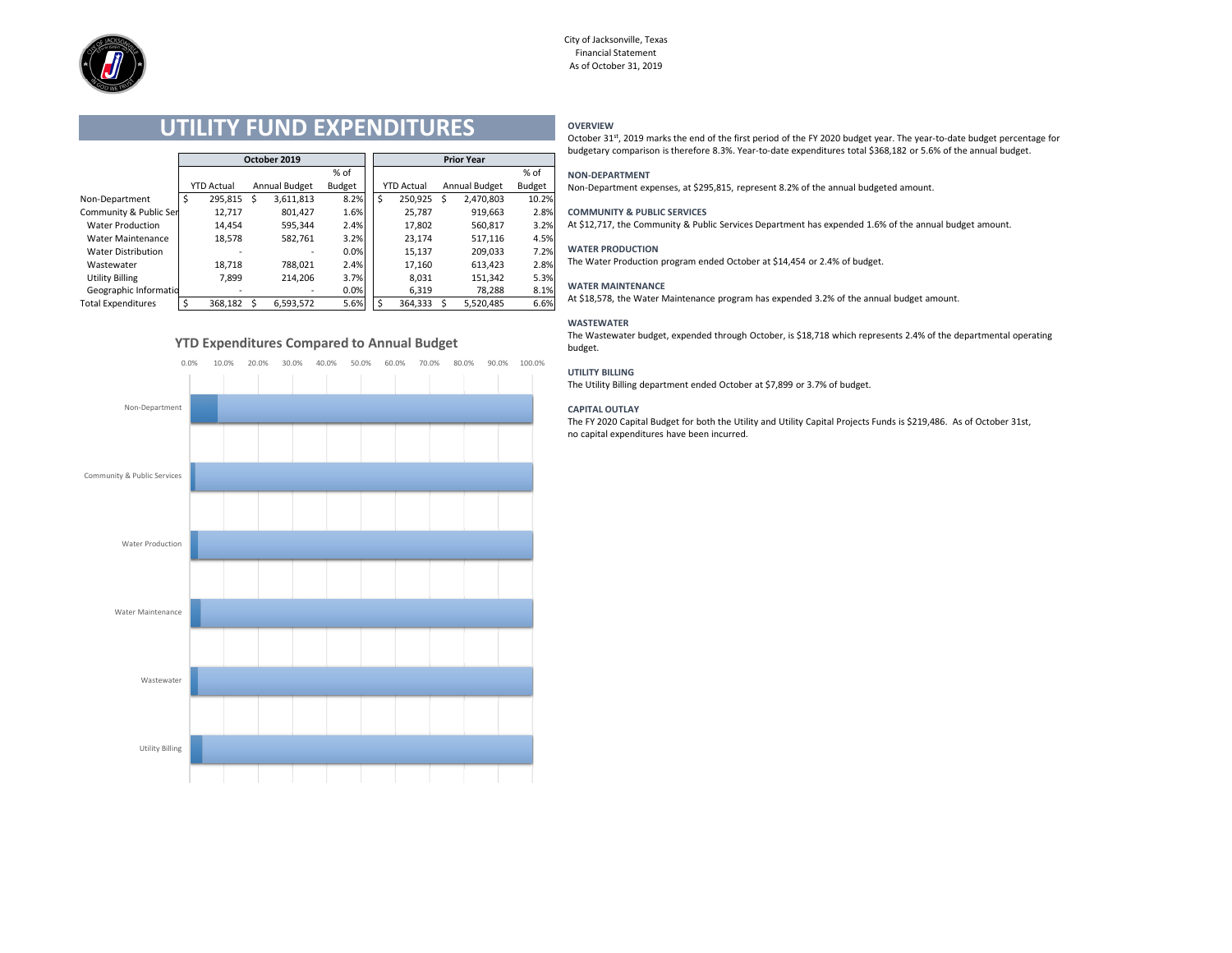City of Jacksonville, Texas
Financial Statement
As of October 31, 2019

# UTILITY FUND EXPENDITURES

| | October 2019 | | | Prior Year | | |
|---|---|---|---|---|---|---|
| | YTD Actual | Annual Budget | % of Budget | YTD Actual | Annual Budget | % of Budget |
| Non-Department | $ 295,815 | $ 3,611,813 | 8.2% | $ 250,925 | $ 2,470,803 | 10.2% |
| Community & Public Ser | 12,717 | 801,427 | 1.6% | 25,787 | 919,663 | 2.8% |
| Water Production | 14,454 | 595,344 | 2.4% | 17,802 | 560,817 | 3.2% |
| Water Maintenance | 18,578 | 582,761 | 3.2% | 23,174 | 517,116 | 4.5% |
| Water Distribution | - | - | 0.0% | 15,137 | 209,033 | 7.2% |
| Wastewater | 18,718 | 788,021 | 2.4% | 17,160 | 613,423 | 2.8% |
| Utility Billing | 7,899 | 214,206 | 3.7% | 8,031 | 151,342 | 5.3% |
| Geographic Informatio | - | - | 0.0% | 6,319 | 78,288 | 8.1% |
| Total Expenditures | $ 368,182 | $ 6,593,572 | 5.6% | $ 364,333 | $ 5,520,485 | 6.6% |

**YTD Expenditures Compared to Annual Budget**

0.0% 10.0% 20.0% 30.0% 40.0% 50.0% 60.0% 70.0% 80.0% 90.0% 100.0%

Non-Department

Community & Public Services

Water Production

Water Maintenance

Wastewater

Utility Billing

**OVERVIEW**

October 31st, 2019 marks the end of the first period of the FY 2020 budget year. The year-to-date budget percentage for budgetary comparison is therefore 8.3%. Year-to-date expenditures total $368,182 or 5.6% of the annual budget.

**NON-DEPARTMENT**

Non-Department expenses, at $295,815, represent 8.2% of the annual budgeted amount.

**COMMUNITY & PUBLIC SERVICES**

At $12,717, the Community & Public Services Department has expended 1.6% of the annual budget amount.

**WATER PRODUCTION**

The Water Production program ended October at $14,454 or 2.4% of budget.

**WATER MAINTENANCE**

At $18,578, the Water Maintenance program has expended 3.2% of the annual budget amount.

**WASTEWATER**

The Wastewater budget, expended through October, is $18,718 which represents 2.4% of the departmental operating budget.

**UTILITY BILLING**

The Utility Billing department ended October at $7,899 or 3.7% of budget.

**CAPITAL OUTLAY**

The FY 2020 Capital Budget for both the Utility and Utility Capital Projects Funds is $219,486. As of October 31st, no capital expenditures have been incurred.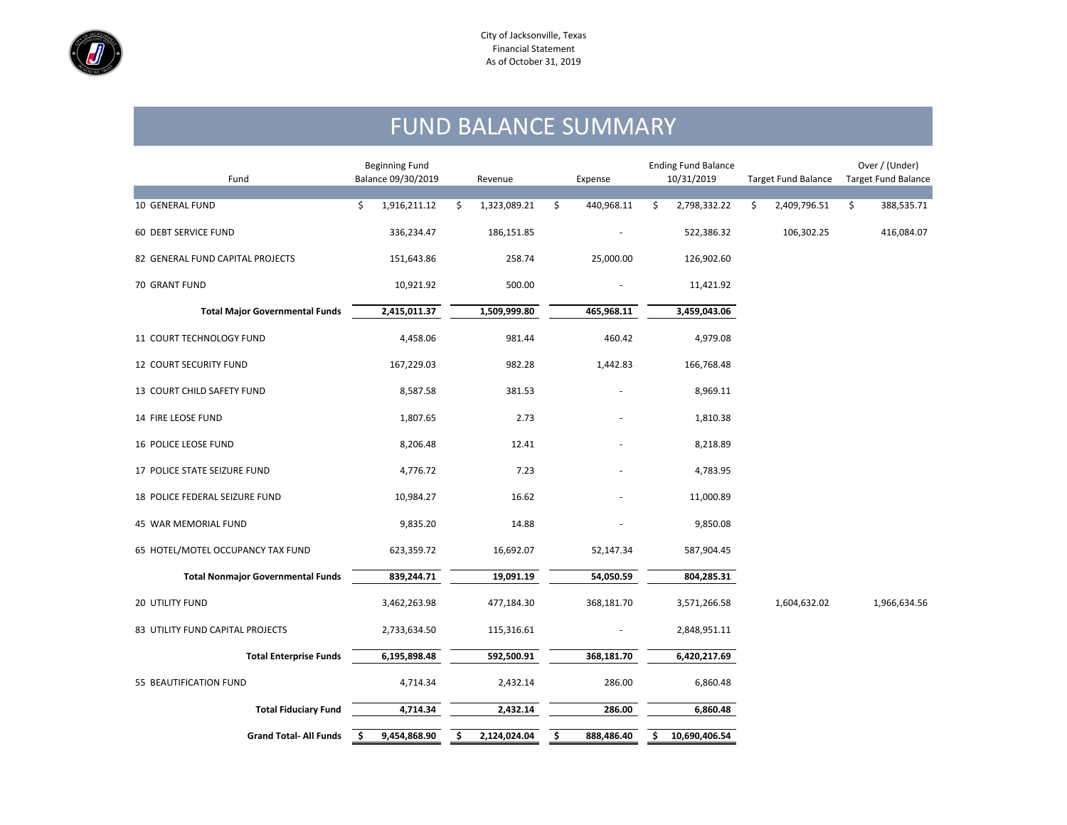City of Jacksonville, Texas
Financial Statement
As of October 31, 2019

# FUND BALANCE SUMMARY

| Fund | Beginning Fund Balance 09/30/2019 | Revenue | Expense | Ending Fund Balance 10/31/2019 | Target Fund Balance | Over / (Under) Target Fund Balance |
|---|---|---|---|---|---|---|
| 10 GENERAL FUND | $ 1,916,211.12 | $ 1,323,089.21 | $ 440,968.11 | $ 2,798,332.22 | $ 2,409,796.51 | $ 388,535.71 |
| 60 DEBT SERVICE FUND | 336,234.47 | 186,151.85 | - | 522,386.32 | 106,302.25 | 416,084.07 |
| 82 GENERAL FUND CAPITAL PROJECTS | 151,643.86 | 258.74 | 25,000.00 | 126,902.60 | | |
| 70 GRANT FUND | 10,921.92 | 500.00 | - | 11,421.92 | | |
| **Total Major Governmental Funds** | **2,415,011.37** | **1,509,999.80** | **465,968.11** | **3,459,043.06** | | |
| 11 COURT TECHNOLOGY FUND | 4,458.06 | 981.44 | 460.42 | 4,979.08 | | |
| 12 COURT SECURITY FUND | 167,229.03 | 982.28 | 1,442.83 | 166,768.48 | | |
| 13 COURT CHILD SAFETY FUND | 8,587.58 | 381.53 | - | 8,969.11 | | |
| 14 FIRE LEOSE FUND | 1,807.65 | 2.73 | - | 1,810.38 | | |
| 16 POLICE LEOSE FUND | 8,206.48 | 12.41 | - | 8,218.89 | | |
| 17 POLICE STATE SEIZURE FUND | 4,776.72 | 7.23 | - | 4,783.95 | | |
| 18 POLICE FEDERAL SEIZURE FUND | 10,984.27 | 16.62 | - | 11,000.89 | | |
| 45 WAR MEMORIAL FUND | 9,835.20 | 14.88 | - | 9,850.08 | | |
| 65 HOTEL/MOTEL OCCUPANCY TAX FUND | 623,359.72 | 16,692.07 | 52,147.34 | 587,904.45 | | |
| **Total Nonmajor Governmental Funds** | **839,244.71** | **19,091.19** | **54,050.59** | **804,285.31** | | |
| 20 UTILITY FUND | 3,462,263.98 | 477,184.30 | 368,181.70 | 3,571,266.58 | 1,604,632.02 | 1,966,634.56 |
| 83 UTILITY FUND CAPITAL PROJECTS | 2,733,634.50 | 115,316.61 | - | 2,848,951.11 | | |
| **Total Enterprise Funds** | **6,195,898.48** | **592,500.91** | **368,181.70** | **6,420,217.69** | | |
| 55 BEAUTIFICATION FUND | 4,714.34 | 2,432.14 | 286.00 | 6,860.48 | | |
| **Total Fiduciary Fund** | **4,714.34** | **2,432.14** | **286.00** | **6,860.48** | | |
| **Grand Total- All Funds** | **$ 9,454,868.90** | **$ 2,124,024.04** | **$ 888,486.40** | **$ 10,690,406.54** | | |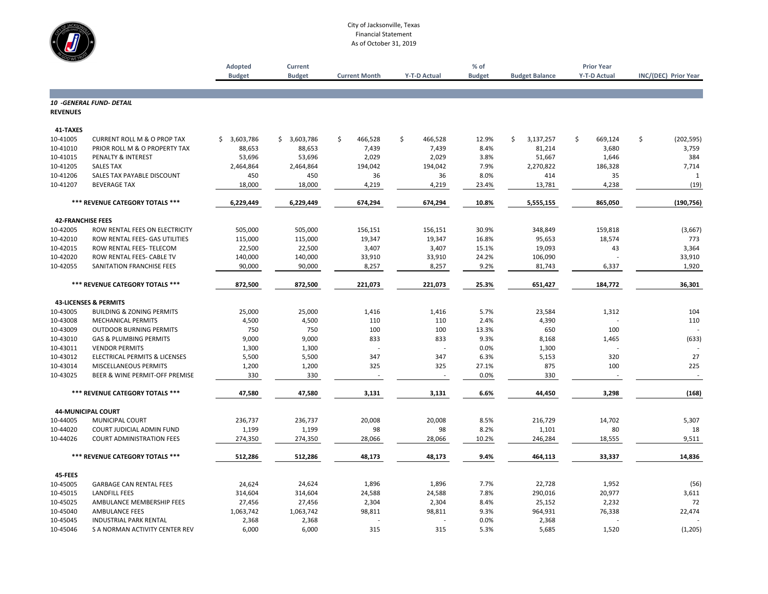City of Jacksonville, Texas
Financial Statement
As of October 31, 2019

| | | Adopted Budget | Current Budget | Current Month | Y-T-D Actual | % of Budget | Budget Balance | Prior Year Y-T-D Actual | INC/(DEC) Prior Year |
|---|---|---|---|---|---|---|---|---|---|
| ***10 -GENERAL FUND- DETAIL*** | | | | | | | | | |
| **REVENUES** | | | | | | | | | |
| **41-TAXES** | | | | | | | | | |
| 10-41005 | CURRENT ROLL M & O PROP TAX | $ 3,603,786 | $ 3,603,786 | $ 466,528 | $ 466,528 | 12.9% | $ 3,137,257 | $ 669,124 | $ (202,595) |
| 10-41010 | PRIOR ROLL M & O PROPERTY TAX | 88,653 | 88,653 | 7,439 | 7,439 | 8.4% | 81,214 | 3,680 | 3,759 |
| 10-41015 | PENALTY & INTEREST | 53,696 | 53,696 | 2,029 | 2,029 | 3.8% | 51,667 | 1,646 | 384 |
| 10-41205 | SALES TAX | 2,464,864 | 2,464,864 | 194,042 | 194,042 | 7.9% | 2,270,822 | 186,328 | 7,714 |
| 10-41206 | SALES TAX PAYABLE DISCOUNT | 450 | 450 | 36 | 36 | 8.0% | 414 | 35 | 1 |
| 10-41207 | BEVERAGE TAX | 18,000 | 18,000 | 4,219 | 4,219 | 23.4% | 13,781 | 4,238 | (19) |
| | **\*\*\* REVENUE CATEGORY TOTALS \*\*\*** | **6,229,449** | **6,229,449** | **674,294** | **674,294** | **10.8%** | **5,555,155** | **865,050** | **(190,756)** |
| **42-FRANCHISE FEES** | | | | | | | | | |
| 10-42005 | ROW RENTAL FEES ON ELECTRICITY | 505,000 | 505,000 | 156,151 | 156,151 | 30.9% | 348,849 | 159,818 | (3,667) |
| 10-42010 | ROW RENTAL FEES- GAS UTILITIES | 115,000 | 115,000 | 19,347 | 19,347 | 16.8% | 95,653 | 18,574 | 773 |
| 10-42015 | ROW RENTAL FEES- TELECOM | 22,500 | 22,500 | 3,407 | 3,407 | 15.1% | 19,093 | 43 | 3,364 |
| 10-42020 | ROW RENTAL FEES- CABLE TV | 140,000 | 140,000 | 33,910 | 33,910 | 24.2% | 106,090 | - | 33,910 |
| 10-42055 | SANITATION FRANCHISE FEES | 90,000 | 90,000 | 8,257 | 8,257 | 9.2% | 81,743 | 6,337 | 1,920 |
| | **\*\*\* REVENUE CATEGORY TOTALS \*\*\*** | **872,500** | **872,500** | **221,073** | **221,073** | **25.3%** | **651,427** | **184,772** | **36,301** |
| **43-LICENSES & PERMITS** | | | | | | | | | |
| 10-43005 | BUILDING & ZONING PERMITS | 25,000 | 25,000 | 1,416 | 1,416 | 5.7% | 23,584 | 1,312 | 104 |
| 10-43008 | MECHANICAL PERMITS | 4,500 | 4,500 | 110 | 110 | 2.4% | 4,390 | - | 110 |
| 10-43009 | OUTDOOR BURNING PERMITS | 750 | 750 | 100 | 100 | 13.3% | 650 | 100 | - |
| 10-43010 | GAS & PLUMBING PERMITS | 9,000 | 9,000 | 833 | 833 | 9.3% | 8,168 | 1,465 | (633) |
| 10-43011 | VENDOR PERMITS | 1,300 | 1,300 | - | - | 0.0% | 1,300 | - | - |
| 10-43012 | ELECTRICAL PERMITS & LICENSES | 5,500 | 5,500 | 347 | 347 | 6.3% | 5,153 | 320 | 27 |
| 10-43014 | MISCELLANEOUS PERMITS | 1,200 | 1,200 | 325 | 325 | 27.1% | 875 | 100 | 225 |
| 10-43025 | BEER & WINE PERMIT-OFF PREMISE | 330 | 330 | - | - | 0.0% | 330 | - | - |
| | **\*\*\* REVENUE CATEGORY TOTALS \*\*\*** | **47,580** | **47,580** | **3,131** | **3,131** | **6.6%** | **44,450** | **3,298** | **(168)** |
| **44-MUNICIPAL COURT** | | | | | | | | | |
| 10-44005 | MUNICIPAL COURT | 236,737 | 236,737 | 20,008 | 20,008 | 8.5% | 216,729 | 14,702 | 5,307 |
| 10-44020 | COURT JUDICIAL ADMIN FUND | 1,199 | 1,199 | 98 | 98 | 8.2% | 1,101 | 80 | 18 |
| 10-44026 | COURT ADMINISTRATION FEES | 274,350 | 274,350 | 28,066 | 28,066 | 10.2% | 246,284 | 18,555 | 9,511 |
| | **\*\*\* REVENUE CATEGORY TOTALS \*\*\*** | **512,286** | **512,286** | **48,173** | **48,173** | **9.4%** | **464,113** | **33,337** | **14,836** |
| **45-FEES** | | | | | | | | | |
| 10-45005 | GARBAGE CAN RENTAL FEES | 24,624 | 24,624 | 1,896 | 1,896 | 7.7% | 22,728 | 1,952 | (56) |
| 10-45015 | LANDFILL FEES | 314,604 | 314,604 | 24,588 | 24,588 | 7.8% | 290,016 | 20,977 | 3,611 |
| 10-45025 | AMBULANCE MEMBERSHIP FEES | 27,456 | 27,456 | 2,304 | 2,304 | 8.4% | 25,152 | 2,232 | 72 |
| 10-45040 | AMBULANCE FEES | 1,063,742 | 1,063,742 | 98,811 | 98,811 | 9.3% | 964,931 | 76,338 | 22,474 |
| 10-45045 | INDUSTRIAL PARK RENTAL | 2,368 | 2,368 | - | - | 0.0% | 2,368 | - | - |
| 10-45046 | S A NORMAN ACTIVITY CENTER REV | 6,000 | 6,000 | 315 | 315 | 5.3% | 5,685 | 1,520 | (1,205) |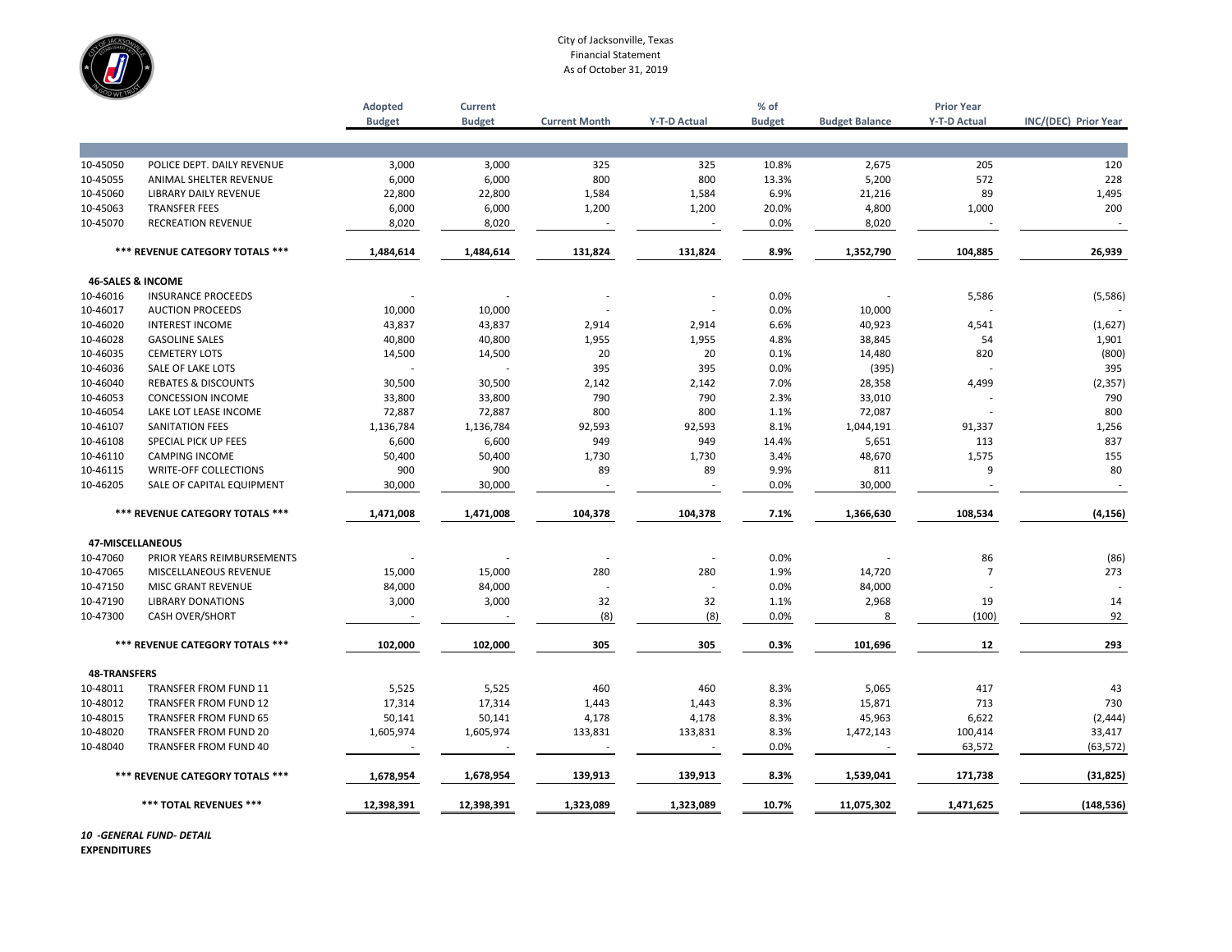City of Jacksonville, Texas
Financial Statement
As of October 31, 2019

| | | Adopted Budget | Current Budget | Current Month | Y-T-D Actual | % of Budget | Budget Balance | Prior Year Y-T-D Actual | INC/(DEC) Prior Year |
|---|---|---|---|---|---|---|---|---|---|
| 10-45050 | POLICE DEPT. DAILY REVENUE | 3,000 | 3,000 | 325 | 325 | 10.8% | 2,675 | 205 | 120 |
| 10-45055 | ANIMAL SHELTER REVENUE | 6,000 | 6,000 | 800 | 800 | 13.3% | 5,200 | 572 | 228 |
| 10-45060 | LIBRARY DAILY REVENUE | 22,800 | 22,800 | 1,584 | 1,584 | 6.9% | 21,216 | 89 | 1,495 |
| 10-45063 | TRANSFER FEES | 6,000 | 6,000 | 1,200 | 1,200 | 20.0% | 4,800 | 1,000 | 200 |
| 10-45070 | RECREATION REVENUE | 8,020 | 8,020 | - | - | 0.0% | 8,020 | - | - |
| | **\*\*\* REVENUE CATEGORY TOTALS \*\*\*** | **1,484,614** | **1,484,614** | **131,824** | **131,824** | **8.9%** | **1,352,790** | **104,885** | **26,939** |
| **46-SALES & INCOME** | | | | | | | | | |
| 10-46016 | INSURANCE PROCEEDS | - | - | - | - | 0.0% | - | 5,586 | (5,586) |
| 10-46017 | AUCTION PROCEEDS | 10,000 | 10,000 | - | - | 0.0% | 10,000 | - | - |
| 10-46020 | INTEREST INCOME | 43,837 | 43,837 | 2,914 | 2,914 | 6.6% | 40,923 | 4,541 | (1,627) |
| 10-46028 | GASOLINE SALES | 40,800 | 40,800 | 1,955 | 1,955 | 4.8% | 38,845 | 54 | 1,901 |
| 10-46035 | CEMETERY LOTS | 14,500 | 14,500 | 20 | 20 | 0.1% | 14,480 | 820 | (800) |
| 10-46036 | SALE OF LAKE LOTS | - | - | 395 | 395 | 0.0% | (395) | - | 395 |
| 10-46040 | REBATES & DISCOUNTS | 30,500 | 30,500 | 2,142 | 2,142 | 7.0% | 28,358 | 4,499 | (2,357) |
| 10-46053 | CONCESSION INCOME | 33,800 | 33,800 | 790 | 790 | 2.3% | 33,010 | - | 790 |
| 10-46054 | LAKE LOT LEASE INCOME | 72,887 | 72,887 | 800 | 800 | 1.1% | 72,087 | - | 800 |
| 10-46107 | SANITATION FEES | 1,136,784 | 1,136,784 | 92,593 | 92,593 | 8.1% | 1,044,191 | 91,337 | 1,256 |
| 10-46108 | SPECIAL PICK UP FEES | 6,600 | 6,600 | 949 | 949 | 14.4% | 5,651 | 113 | 837 |
| 10-46110 | CAMPING INCOME | 50,400 | 50,400 | 1,730 | 1,730 | 3.4% | 48,670 | 1,575 | 155 |
| 10-46115 | WRITE-OFF COLLECTIONS | 900 | 900 | 89 | 89 | 9.9% | 811 | 9 | 80 |
| 10-46205 | SALE OF CAPITAL EQUIPMENT | 30,000 | 30,000 | - | - | 0.0% | 30,000 | - | - |
| | **\*\*\* REVENUE CATEGORY TOTALS \*\*\*** | **1,471,008** | **1,471,008** | **104,378** | **104,378** | **7.1%** | **1,366,630** | **108,534** | **(4,156)** |
| **47-MISCELLANEOUS** | | | | | | | | | |
| 10-47060 | PRIOR YEARS REIMBURSEMENTS | - | - | - | - | 0.0% | - | 86 | (86) |
| 10-47065 | MISCELLANEOUS REVENUE | 15,000 | 15,000 | 280 | 280 | 1.9% | 14,720 | 7 | 273 |
| 10-47150 | MISC GRANT REVENUE | 84,000 | 84,000 | - | - | 0.0% | 84,000 | - | - |
| 10-47190 | LIBRARY DONATIONS | 3,000 | 3,000 | 32 | 32 | 1.1% | 2,968 | 19 | 14 |
| 10-47300 | CASH OVER/SHORT | - | - | (8) | (8) | 0.0% | 8 | (100) | 92 |
| | **\*\*\* REVENUE CATEGORY TOTALS \*\*\*** | **102,000** | **102,000** | **305** | **305** | **0.3%** | **101,696** | **12** | **293** |
| **48-TRANSFERS** | | | | | | | | | |
| 10-48011 | TRANSFER FROM FUND 11 | 5,525 | 5,525 | 460 | 460 | 8.3% | 5,065 | 417 | 43 |
| 10-48012 | TRANSFER FROM FUND 12 | 17,314 | 17,314 | 1,443 | 1,443 | 8.3% | 15,871 | 713 | 730 |
| 10-48015 | TRANSFER FROM FUND 65 | 50,141 | 50,141 | 4,178 | 4,178 | 8.3% | 45,963 | 6,622 | (2,444) |
| 10-48020 | TRANSFER FROM FUND 20 | 1,605,974 | 1,605,974 | 133,831 | 133,831 | 8.3% | 1,472,143 | 100,414 | 33,417 |
| 10-48040 | TRANSFER FROM FUND 40 | - | - | - | - | 0.0% | - | 63,572 | (63,572) |
| | **\*\*\* REVENUE CATEGORY TOTALS \*\*\*** | **1,678,954** | **1,678,954** | **139,913** | **139,913** | **8.3%** | **1,539,041** | **171,738** | **(31,825)** |
| | **\*\*\* TOTAL REVENUES \*\*\*** | **12,398,391** | **12,398,391** | **1,323,089** | **1,323,089** | **10.7%** | **11,075,302** | **1,471,625** | **(148,536)** |

***10 -GENERAL FUND- DETAIL***

**EXPENDITURES**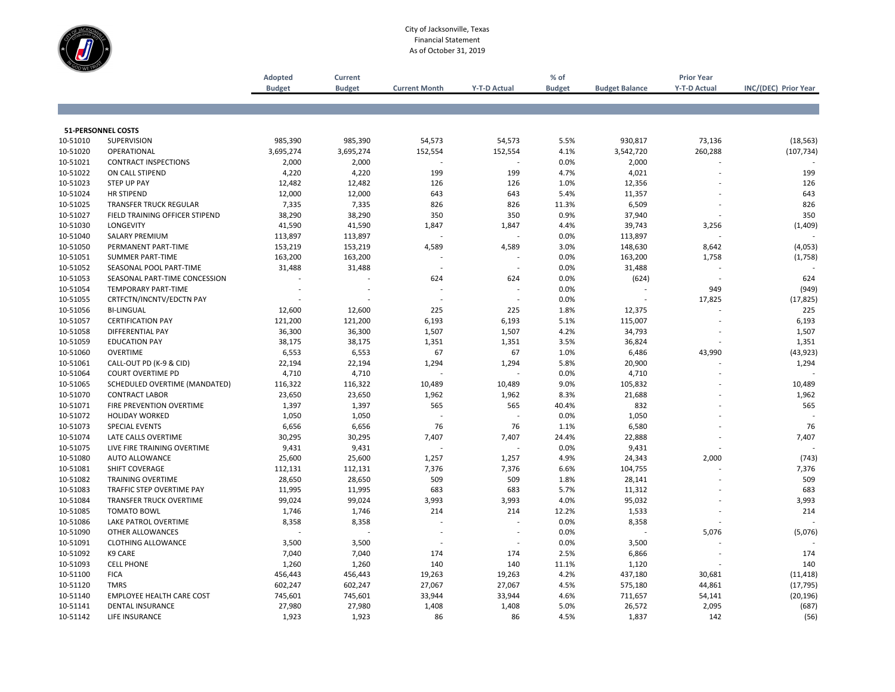City of Jacksonville, Texas
Financial Statement
As of October 31, 2019

| | | Adopted Budget | Current Budget | Current Month | Y-T-D Actual | % of Budget | Budget Balance | Prior Year Y-T-D Actual | INC/(DEC) Prior Year |
|---|---|---|---|---|---|---|---|---|---|
| **51-PERSONNEL COSTS** | | | | | | | | | |
| 10-51010 | SUPERVISION | 985,390 | 985,390 | 54,573 | 54,573 | 5.5% | 930,817 | 73,136 | (18,563) |
| 10-51020 | OPERATIONAL | 3,695,274 | 3,695,274 | 152,554 | 152,554 | 4.1% | 3,542,720 | 260,288 | (107,734) |
| 10-51021 | CONTRACT INSPECTIONS | 2,000 | 2,000 | - | - | 0.0% | 2,000 | - | - |
| 10-51022 | ON CALL STIPEND | 4,220 | 4,220 | 199 | 199 | 4.7% | 4,021 | - | 199 |
| 10-51023 | STEP UP PAY | 12,482 | 12,482 | 126 | 126 | 1.0% | 12,356 | - | 126 |
| 10-51024 | HR STIPEND | 12,000 | 12,000 | 643 | 643 | 5.4% | 11,357 | - | 643 |
| 10-51025 | TRANSFER TRUCK REGULAR | 7,335 | 7,335 | 826 | 826 | 11.3% | 6,509 | - | 826 |
| 10-51027 | FIELD TRAINING OFFICER STIPEND | 38,290 | 38,290 | 350 | 350 | 0.9% | 37,940 | - | 350 |
| 10-51030 | LONGEVITY | 41,590 | 41,590 | 1,847 | 1,847 | 4.4% | 39,743 | 3,256 | (1,409) |
| 10-51040 | SALARY PREMIUM | 113,897 | 113,897 | - | - | 0.0% | 113,897 | - | - |
| 10-51050 | PERMANENT PART-TIME | 153,219 | 153,219 | 4,589 | 4,589 | 3.0% | 148,630 | 8,642 | (4,053) |
| 10-51051 | SUMMER PART-TIME | 163,200 | 163,200 | - | - | 0.0% | 163,200 | 1,758 | (1,758) |
| 10-51052 | SEASONAL POOL PART-TIME | 31,488 | 31,488 | - | - | 0.0% | 31,488 | - | - |
| 10-51053 | SEASONAL PART-TIME CONCESSION | - | - | 624 | 624 | 0.0% | (624) | - | 624 |
| 10-51054 | TEMPORARY PART-TIME | - | - | - | - | 0.0% | - | 949 | (949) |
| 10-51055 | CRTFCTN/INCNTV/EDCTN PAY | - | - | - | - | 0.0% | - | 17,825 | (17,825) |
| 10-51056 | BI-LINGUAL | 12,600 | 12,600 | 225 | 225 | 1.8% | 12,375 | - | 225 |
| 10-51057 | CERTIFICATION PAY | 121,200 | 121,200 | 6,193 | 6,193 | 5.1% | 115,007 | - | 6,193 |
| 10-51058 | DIFFERENTIAL PAY | 36,300 | 36,300 | 1,507 | 1,507 | 4.2% | 34,793 | - | 1,507 |
| 10-51059 | EDUCATION PAY | 38,175 | 38,175 | 1,351 | 1,351 | 3.5% | 36,824 | - | 1,351 |
| 10-51060 | OVERTIME | 6,553 | 6,553 | 67 | 67 | 1.0% | 6,486 | 43,990 | (43,923) |
| 10-51061 | CALL-OUT PD (K-9 & CID) | 22,194 | 22,194 | 1,294 | 1,294 | 5.8% | 20,900 | - | 1,294 |
| 10-51064 | COURT OVERTIME PD | 4,710 | 4,710 | - | - | 0.0% | 4,710 | - | - |
| 10-51065 | SCHEDULED OVERTIME (MANDATED) | 116,322 | 116,322 | 10,489 | 10,489 | 9.0% | 105,832 | - | 10,489 |
| 10-51070 | CONTRACT LABOR | 23,650 | 23,650 | 1,962 | 1,962 | 8.3% | 21,688 | - | 1,962 |
| 10-51071 | FIRE PREVENTION OVERTIME | 1,397 | 1,397 | 565 | 565 | 40.4% | 832 | - | 565 |
| 10-51072 | HOLIDAY WORKED | 1,050 | 1,050 | - | - | 0.0% | 1,050 | - | - |
| 10-51073 | SPECIAL EVENTS | 6,656 | 6,656 | 76 | 76 | 1.1% | 6,580 | - | 76 |
| 10-51074 | LATE CALLS OVERTIME | 30,295 | 30,295 | 7,407 | 7,407 | 24.4% | 22,888 | - | 7,407 |
| 10-51075 | LIVE FIRE TRAINING OVERTIME | 9,431 | 9,431 | - | - | 0.0% | 9,431 | - | - |
| 10-51080 | AUTO ALLOWANCE | 25,600 | 25,600 | 1,257 | 1,257 | 4.9% | 24,343 | 2,000 | (743) |
| 10-51081 | SHIFT COVERAGE | 112,131 | 112,131 | 7,376 | 7,376 | 6.6% | 104,755 | - | 7,376 |
| 10-51082 | TRAINING OVERTIME | 28,650 | 28,650 | 509 | 509 | 1.8% | 28,141 | - | 509 |
| 10-51083 | TRAFFIC STEP OVERTIME PAY | 11,995 | 11,995 | 683 | 683 | 5.7% | 11,312 | - | 683 |
| 10-51084 | TRANSFER TRUCK OVERTIME | 99,024 | 99,024 | 3,993 | 3,993 | 4.0% | 95,032 | - | 3,993 |
| 10-51085 | TOMATO BOWL | 1,746 | 1,746 | 214 | 214 | 12.2% | 1,533 | - | 214 |
| 10-51086 | LAKE PATROL OVERTIME | 8,358 | 8,358 | - | - | 0.0% | 8,358 | - | - |
| 10-51090 | OTHER ALLOWANCES | - | - | - | - | 0.0% | - | 5,076 | (5,076) |
| 10-51091 | CLOTHING ALLOWANCE | 3,500 | 3,500 | - | - | 0.0% | 3,500 | - | - |
| 10-51092 | K9 CARE | 7,040 | 7,040 | 174 | 174 | 2.5% | 6,866 | - | 174 |
| 10-51093 | CELL PHONE | 1,260 | 1,260 | 140 | 140 | 11.1% | 1,120 | - | 140 |
| 10-51100 | FICA | 456,443 | 456,443 | 19,263 | 19,263 | 4.2% | 437,180 | 30,681 | (11,418) |
| 10-51120 | TMRS | 602,247 | 602,247 | 27,067 | 27,067 | 4.5% | 575,180 | 44,861 | (17,795) |
| 10-51140 | EMPLOYEE HEALTH CARE COST | 745,601 | 745,601 | 33,944 | 33,944 | 4.6% | 711,657 | 54,141 | (20,196) |
| 10-51141 | DENTAL INSURANCE | 27,980 | 27,980 | 1,408 | 1,408 | 5.0% | 26,572 | 2,095 | (687) |
| 10-51142 | LIFE INSURANCE | 1,923 | 1,923 | 86 | 86 | 4.5% | 1,837 | 142 | (56) |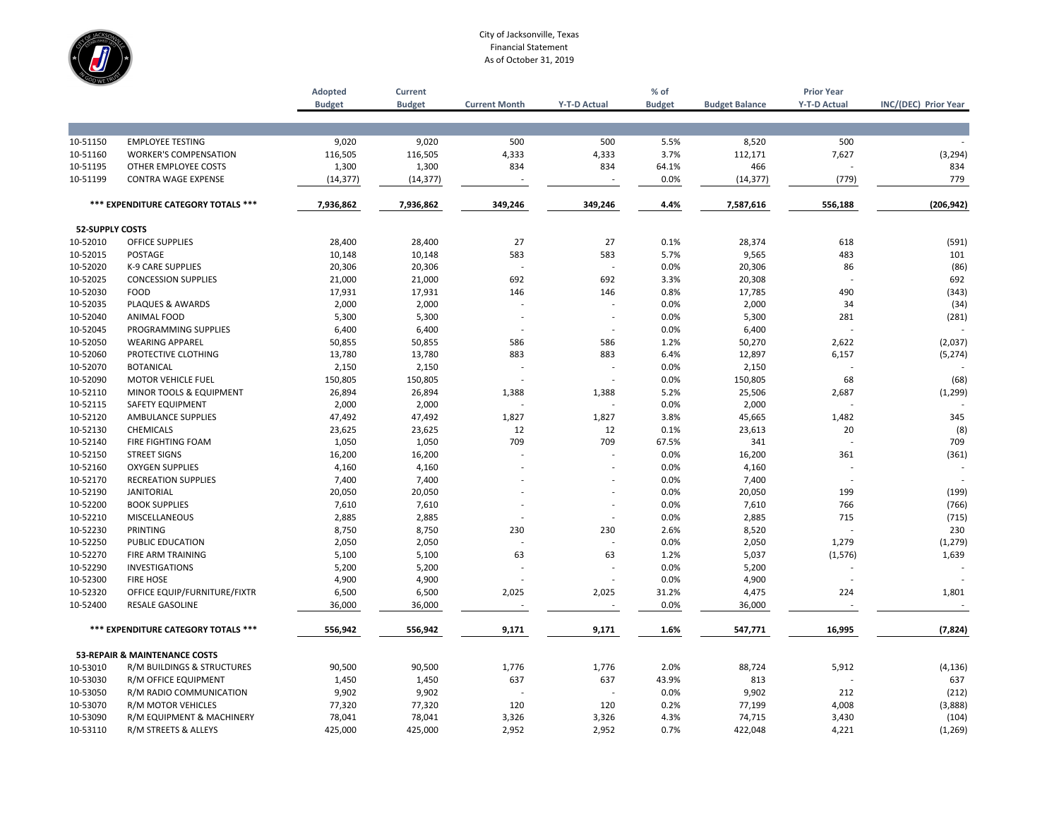City of Jacksonville, Texas
Financial Statement
As of October 31, 2019

| | | Adopted Budget | Current Budget | Current Month | Y-T-D Actual | % of Budget | Budget Balance | Prior Year Y-T-D Actual | INC/(DEC) Prior Year |
|---|---|---|---|---|---|---|---|---|---|
| 10-51150 | EMPLOYEE TESTING | 9,020 | 9,020 | 500 | 500 | 5.5% | 8,520 | 500 | - |
| 10-51160 | WORKER'S COMPENSATION | 116,505 | 116,505 | 4,333 | 4,333 | 3.7% | 112,171 | 7,627 | (3,294) |
| 10-51195 | OTHER EMPLOYEE COSTS | 1,300 | 1,300 | 834 | 834 | 64.1% | 466 | - | 834 |
| 10-51199 | CONTRA WAGE EXPENSE | (14,377) | (14,377) | - | - | 0.0% | (14,377) | (779) | 779 |
| | *** EXPENDITURE CATEGORY TOTALS *** | 7,936,862 | 7,936,862 | 349,246 | 349,246 | 4.4% | 7,587,616 | 556,188 | (206,942) |
| **52-SUPPLY COSTS** | | | | | | | | | |
| 10-52010 | OFFICE SUPPLIES | 28,400 | 28,400 | 27 | 27 | 0.1% | 28,374 | 618 | (591) |
| 10-52015 | POSTAGE | 10,148 | 10,148 | 583 | 583 | 5.7% | 9,565 | 483 | 101 |
| 10-52020 | K-9 CARE SUPPLIES | 20,306 | 20,306 | - | - | 0.0% | 20,306 | 86 | (86) |
| 10-52025 | CONCESSION SUPPLIES | 21,000 | 21,000 | 692 | 692 | 3.3% | 20,308 | - | 692 |
| 10-52030 | FOOD | 17,931 | 17,931 | 146 | 146 | 0.8% | 17,785 | 490 | (343) |
| 10-52035 | PLAQUES & AWARDS | 2,000 | 2,000 | - | - | 0.0% | 2,000 | 34 | (34) |
| 10-52040 | ANIMAL FOOD | 5,300 | 5,300 | - | - | 0.0% | 5,300 | 281 | (281) |
| 10-52045 | PROGRAMMING SUPPLIES | 6,400 | 6,400 | - | - | 0.0% | 6,400 | - | - |
| 10-52050 | WEARING APPAREL | 50,855 | 50,855 | 586 | 586 | 1.2% | 50,270 | 2,622 | (2,037) |
| 10-52060 | PROTECTIVE CLOTHING | 13,780 | 13,780 | 883 | 883 | 6.4% | 12,897 | 6,157 | (5,274) |
| 10-52070 | BOTANICAL | 2,150 | 2,150 | - | - | 0.0% | 2,150 | - | - |
| 10-52090 | MOTOR VEHICLE FUEL | 150,805 | 150,805 | - | - | 0.0% | 150,805 | 68 | (68) |
| 10-52110 | MINOR TOOLS & EQUIPMENT | 26,894 | 26,894 | 1,388 | 1,388 | 5.2% | 25,506 | 2,687 | (1,299) |
| 10-52115 | SAFETY EQUIPMENT | 2,000 | 2,000 | - | - | 0.0% | 2,000 | - | - |
| 10-52120 | AMBULANCE SUPPLIES | 47,492 | 47,492 | 1,827 | 1,827 | 3.8% | 45,665 | 1,482 | 345 |
| 10-52130 | CHEMICALS | 23,625 | 23,625 | 12 | 12 | 0.1% | 23,613 | 20 | (8) |
| 10-52140 | FIRE FIGHTING FOAM | 1,050 | 1,050 | 709 | 709 | 67.5% | 341 | - | 709 |
| 10-52150 | STREET SIGNS | 16,200 | 16,200 | - | - | 0.0% | 16,200 | 361 | (361) |
| 10-52160 | OXYGEN SUPPLIES | 4,160 | 4,160 | - | - | 0.0% | 4,160 | - | - |
| 10-52170 | RECREATION SUPPLIES | 7,400 | 7,400 | - | - | 0.0% | 7,400 | - | - |
| 10-52190 | JANITORIAL | 20,050 | 20,050 | - | - | 0.0% | 20,050 | 199 | (199) |
| 10-52200 | BOOK SUPPLIES | 7,610 | 7,610 | - | - | 0.0% | 7,610 | 766 | (766) |
| 10-52210 | MISCELLANEOUS | 2,885 | 2,885 | - | - | 0.0% | 2,885 | 715 | (715) |
| 10-52230 | PRINTING | 8,750 | 8,750 | 230 | 230 | 2.6% | 8,520 | - | 230 |
| 10-52250 | PUBLIC EDUCATION | 2,050 | 2,050 | - | - | 0.0% | 2,050 | 1,279 | (1,279) |
| 10-52270 | FIRE ARM TRAINING | 5,100 | 5,100 | 63 | 63 | 1.2% | 5,037 | (1,576) | 1,639 |
| 10-52290 | INVESTIGATIONS | 5,200 | 5,200 | - | - | 0.0% | 5,200 | - | - |
| 10-52300 | FIRE HOSE | 4,900 | 4,900 | - | - | 0.0% | 4,900 | - | - |
| 10-52320 | OFFICE EQUIP/FURNITURE/FIXTR | 6,500 | 6,500 | 2,025 | 2,025 | 31.2% | 4,475 | 224 | 1,801 |
| 10-52400 | RESALE GASOLINE | 36,000 | 36,000 | - | - | 0.0% | 36,000 | - | - |
| | *** EXPENDITURE CATEGORY TOTALS *** | 556,942 | 556,942 | 9,171 | 9,171 | 1.6% | 547,771 | 16,995 | (7,824) |
| **53-REPAIR & MAINTENANCE COSTS** | | | | | | | | | |
| 10-53010 | R/M BUILDINGS & STRUCTURES | 90,500 | 90,500 | 1,776 | 1,776 | 2.0% | 88,724 | 5,912 | (4,136) |
| 10-53030 | R/M OFFICE EQUIPMENT | 1,450 | 1,450 | 637 | 637 | 43.9% | 813 | - | 637 |
| 10-53050 | R/M RADIO COMMUNICATION | 9,902 | 9,902 | - | - | 0.0% | 9,902 | 212 | (212) |
| 10-53070 | R/M MOTOR VEHICLES | 77,320 | 77,320 | 120 | 120 | 0.2% | 77,199 | 4,008 | (3,888) |
| 10-53090 | R/M EQUIPMENT & MACHINERY | 78,041 | 78,041 | 3,326 | 3,326 | 4.3% | 74,715 | 3,430 | (104) |
| 10-53110 | R/M STREETS & ALLEYS | 425,000 | 425,000 | 2,952 | 2,952 | 0.7% | 422,048 | 4,221 | (1,269) |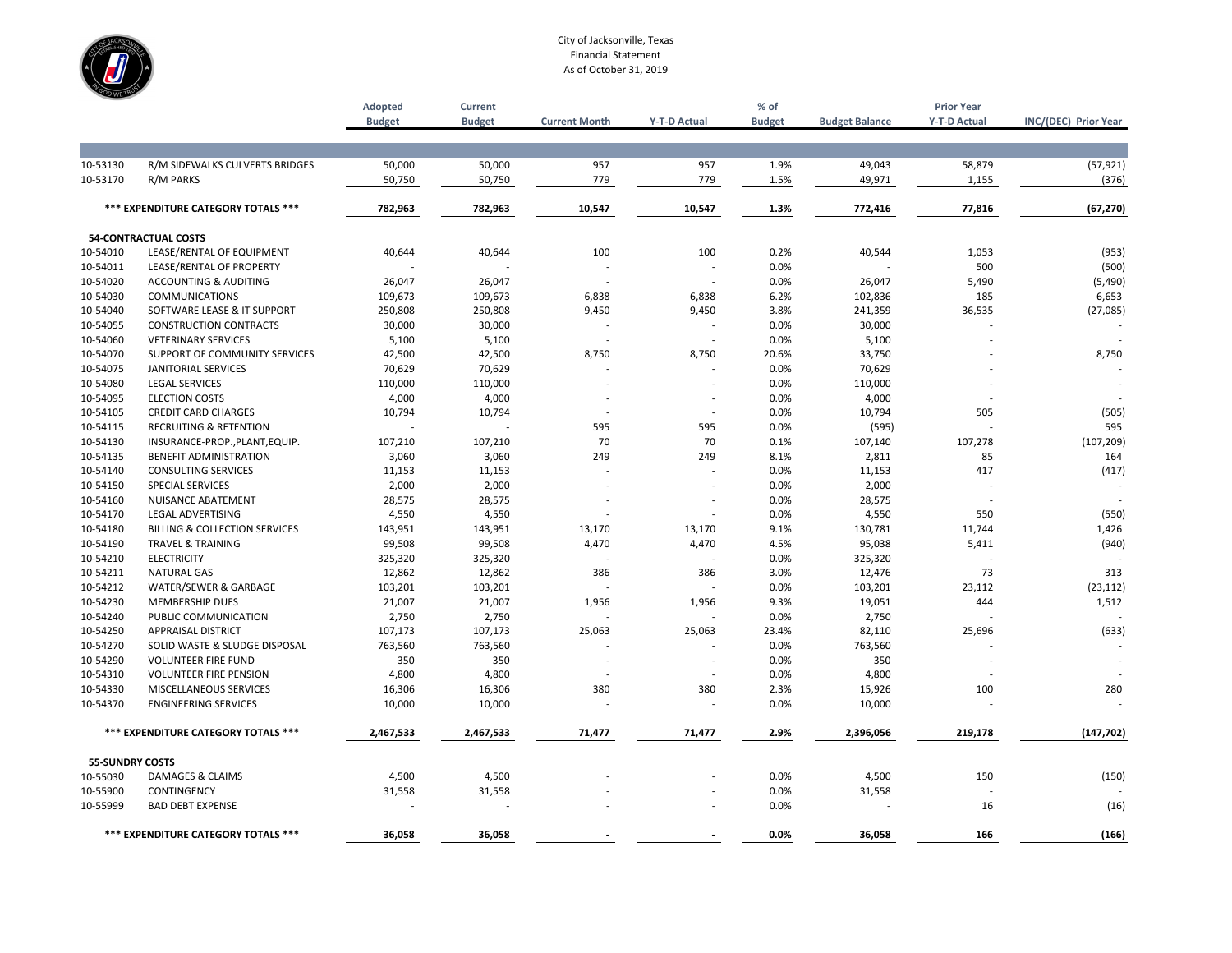City of Jacksonville, Texas
Financial Statement
As of October 31, 2019

| | | Adopted Budget | Current Budget | Current Month | Y-T-D Actual | % of Budget | Budget Balance | Prior Year Y-T-D Actual | INC/(DEC) Prior Year |
|---|---|---|---|---|---|---|---|---|---|
| 10-53130 | R/M SIDEWALKS CULVERTS BRIDGES | 50,000 | 50,000 | 957 | 957 | 1.9% | 49,043 | 58,879 | (57,921) |
| 10-53170 | R/M PARKS | 50,750 | 50,750 | 779 | 779 | 1.5% | 49,971 | 1,155 | (376) |
| | *** EXPENDITURE CATEGORY TOTALS *** | 782,963 | 782,963 | 10,547 | 10,547 | 1.3% | 772,416 | 77,816 | (67,270) |
| **54-CONTRACTUAL COSTS** | | | | | | | | | |
| 10-54010 | LEASE/RENTAL OF EQUIPMENT | 40,644 | 40,644 | 100 | 100 | 0.2% | 40,544 | 1,053 | (953) |
| 10-54011 | LEASE/RENTAL OF PROPERTY | - | - | - | - | 0.0% | - | 500 | (500) |
| 10-54020 | ACCOUNTING & AUDITING | 26,047 | 26,047 | - | - | 0.0% | 26,047 | 5,490 | (5,490) |
| 10-54030 | COMMUNICATIONS | 109,673 | 109,673 | 6,838 | 6,838 | 6.2% | 102,836 | 185 | 6,653 |
| 10-54040 | SOFTWARE LEASE & IT SUPPORT | 250,808 | 250,808 | 9,450 | 9,450 | 3.8% | 241,359 | 36,535 | (27,085) |
| 10-54055 | CONSTRUCTION CONTRACTS | 30,000 | 30,000 | - | - | 0.0% | 30,000 | - | - |
| 10-54060 | VETERINARY SERVICES | 5,100 | 5,100 | - | - | 0.0% | 5,100 | - | - |
| 10-54070 | SUPPORT OF COMMUNITY SERVICES | 42,500 | 42,500 | 8,750 | 8,750 | 20.6% | 33,750 | - | 8,750 |
| 10-54075 | JANITORIAL SERVICES | 70,629 | 70,629 | - | - | 0.0% | 70,629 | - | - |
| 10-54080 | LEGAL SERVICES | 110,000 | 110,000 | - | - | 0.0% | 110,000 | - | - |
| 10-54095 | ELECTION COSTS | 4,000 | 4,000 | - | - | 0.0% | 4,000 | - | - |
| 10-54105 | CREDIT CARD CHARGES | 10,794 | 10,794 | - | - | 0.0% | 10,794 | 505 | (505) |
| 10-54115 | RECRUITING & RETENTION | - | - | 595 | 595 | 0.0% | (595) | - | 595 |
| 10-54130 | INSURANCE-PROP.,PLANT,EQUIP. | 107,210 | 107,210 | 70 | 70 | 0.1% | 107,140 | 107,278 | (107,209) |
| 10-54135 | BENEFIT ADMINISTRATION | 3,060 | 3,060 | 249 | 249 | 8.1% | 2,811 | 85 | 164 |
| 10-54140 | CONSULTING SERVICES | 11,153 | 11,153 | - | - | 0.0% | 11,153 | 417 | (417) |
| 10-54150 | SPECIAL SERVICES | 2,000 | 2,000 | - | - | 0.0% | 2,000 | - | - |
| 10-54160 | NUISANCE ABATEMENT | 28,575 | 28,575 | - | - | 0.0% | 28,575 | - | - |
| 10-54170 | LEGAL ADVERTISING | 4,550 | 4,550 | - | - | 0.0% | 4,550 | 550 | (550) |
| 10-54180 | BILLING & COLLECTION SERVICES | 143,951 | 143,951 | 13,170 | 13,170 | 9.1% | 130,781 | 11,744 | 1,426 |
| 10-54190 | TRAVEL & TRAINING | 99,508 | 99,508 | 4,470 | 4,470 | 4.5% | 95,038 | 5,411 | (940) |
| 10-54210 | ELECTRICITY | 325,320 | 325,320 | - | - | 0.0% | 325,320 | - | - |
| 10-54211 | NATURAL GAS | 12,862 | 12,862 | 386 | 386 | 3.0% | 12,476 | 73 | 313 |
| 10-54212 | WATER/SEWER & GARBAGE | 103,201 | 103,201 | - | - | 0.0% | 103,201 | 23,112 | (23,112) |
| 10-54230 | MEMBERSHIP DUES | 21,007 | 21,007 | 1,956 | 1,956 | 9.3% | 19,051 | 444 | 1,512 |
| 10-54240 | PUBLIC COMMUNICATION | 2,750 | 2,750 | - | - | 0.0% | 2,750 | - | - |
| 10-54250 | APPRAISAL DISTRICT | 107,173 | 107,173 | 25,063 | 25,063 | 23.4% | 82,110 | 25,696 | (633) |
| 10-54270 | SOLID WASTE & SLUDGE DISPOSAL | 763,560 | 763,560 | - | - | 0.0% | 763,560 | - | - |
| 10-54290 | VOLUNTEER FIRE FUND | 350 | 350 | - | - | 0.0% | 350 | - | - |
| 10-54310 | VOLUNTEER FIRE PENSION | 4,800 | 4,800 | - | - | 0.0% | 4,800 | - | - |
| 10-54330 | MISCELLANEOUS SERVICES | 16,306 | 16,306 | 380 | 380 | 2.3% | 15,926 | 100 | 280 |
| 10-54370 | ENGINEERING SERVICES | 10,000 | 10,000 | - | - | 0.0% | 10,000 | - | - |
| | *** EXPENDITURE CATEGORY TOTALS *** | 2,467,533 | 2,467,533 | 71,477 | 71,477 | 2.9% | 2,396,056 | 219,178 | (147,702) |
| **55-SUNDRY COSTS** | | | | | | | | | |
| 10-55030 | DAMAGES & CLAIMS | 4,500 | 4,500 | - | - | 0.0% | 4,500 | 150 | (150) |
| 10-55900 | CONTINGENCY | 31,558 | 31,558 | - | - | 0.0% | 31,558 | - | - |
| 10-55999 | BAD DEBT EXPENSE | - | - | - | - | 0.0% | - | 16 | (16) |
| | *** EXPENDITURE CATEGORY TOTALS *** | 36,058 | 36,058 | - | - | 0.0% | 36,058 | 166 | (166) |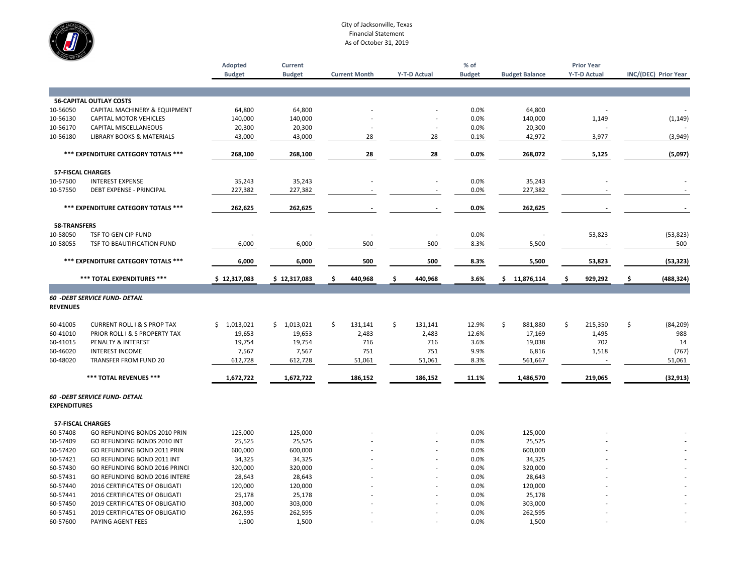City of Jacksonville, Texas
Financial Statement
As of October 31, 2019

| | | Adopted Budget | Current Budget | Current Month | Y-T-D Actual | % of Budget | Budget Balance | Prior Year Y-T-D Actual | INC/(DEC) Prior Year |
|---|---|---|---|---|---|---|---|---|---|
| **56-CAPITAL OUTLAY COSTS** | | | | | | | | | |
| 10-56050 | CAPITAL MACHINERY & EQUIPMENT | 64,800 | 64,800 | - | - | 0.0% | 64,800 | - | - |
| 10-56130 | CAPITAL MOTOR VEHICLES | 140,000 | 140,000 | - | - | 0.0% | 140,000 | 1,149 | (1,149) |
| 10-56170 | CAPITAL MISCELLANEOUS | 20,300 | 20,300 | - | - | 0.0% | 20,300 | - | - |
| 10-56180 | LIBRARY BOOKS & MATERIALS | 43,000 | 43,000 | 28 | 28 | 0.1% | 42,972 | 3,977 | (3,949) |
| | *** EXPENDITURE CATEGORY TOTALS *** | 268,100 | 268,100 | 28 | 28 | 0.0% | 268,072 | 5,125 | (5,097) |
| **57-FISCAL CHARGES** | | | | | | | | | |
| 10-57500 | INTEREST EXPENSE | 35,243 | 35,243 | - | - | 0.0% | 35,243 | - | - |
| 10-57550 | DEBT EXPENSE - PRINCIPAL | 227,382 | 227,382 | - | - | 0.0% | 227,382 | - | - |
| | *** EXPENDITURE CATEGORY TOTALS *** | 262,625 | 262,625 | - | - | 0.0% | 262,625 | - | - |
| **58-TRANSFERS** | | | | | | | | | |
| 10-58050 | TSF TO GEN CIP FUND | - | - | - | - | 0.0% | - | 53,823 | (53,823) |
| 10-58055 | TSF TO BEAUTIFICATION FUND | 6,000 | 6,000 | 500 | 500 | 8.3% | 5,500 | - | 500 |
| | *** EXPENDITURE CATEGORY TOTALS *** | 6,000 | 6,000 | 500 | 500 | 8.3% | 5,500 | 53,823 | (53,323) |
| | *** TOTAL EXPENDITURES *** | $ 12,317,083 | $ 12,317,083 | $ 440,968 | $ 440,968 | 3.6% | $ 11,876,114 | $ 929,292 | $ (488,324) |
| ***60 -DEBT SERVICE FUND- DETAIL*** | | | | | | | | | |
| **REVENUES** | | | | | | | | | |
| 60-41005 | CURRENT ROLL I & S PROP TAX | $ 1,013,021 | $ 1,013,021 | $ 131,141 | $ 131,141 | 12.9% | $ 881,880 | $ 215,350 | $ (84,209) |
| 60-41010 | PRIOR ROLL I & S PROPERTY TAX | 19,653 | 19,653 | 2,483 | 2,483 | 12.6% | 17,169 | 1,495 | 988 |
| 60-41015 | PENALTY & INTEREST | 19,754 | 19,754 | 716 | 716 | 3.6% | 19,038 | 702 | 14 |
| 60-46020 | INTEREST INCOME | 7,567 | 7,567 | 751 | 751 | 9.9% | 6,816 | 1,518 | (767) |
| 60-48020 | TRANSFER FROM FUND 20 | 612,728 | 612,728 | 51,061 | 51,061 | 8.3% | 561,667 | - | 51,061 |
| | *** TOTAL REVENUES *** | 1,672,722 | 1,672,722 | 186,152 | 186,152 | 11.1% | 1,486,570 | 219,065 | (32,913) |
| ***60 -DEBT SERVICE FUND- DETAIL*** | | | | | | | | | |
| **EXPENDITURES** | | | | | | | | | |
| **57-FISCAL CHARGES** | | | | | | | | | |
| 60-57408 | GO REFUNDING BONDS 2010 PRIN | 125,000 | 125,000 | - | - | 0.0% | 125,000 | - | - |
| 60-57409 | GO REFUNDING BONDS 2010 INT | 25,525 | 25,525 | - | - | 0.0% | 25,525 | - | - |
| 60-57420 | GO REFUNDING BOND 2011 PRIN | 600,000 | 600,000 | - | - | 0.0% | 600,000 | - | - |
| 60-57421 | GO REFUNDING BOND 2011 INT | 34,325 | 34,325 | - | - | 0.0% | 34,325 | - | - |
| 60-57430 | GO REFUNDING BOND 2016 PRINCI | 320,000 | 320,000 | - | - | 0.0% | 320,000 | - | - |
| 60-57431 | GO REFUNDING BOND 2016 INTERE | 28,643 | 28,643 | - | - | 0.0% | 28,643 | - | - |
| 60-57440 | 2016 CERTIFICATES OF OBLIGATI | 120,000 | 120,000 | - | - | 0.0% | 120,000 | - | - |
| 60-57441 | 2016 CERTIFICATES OF OBLIGATI | 25,178 | 25,178 | - | - | 0.0% | 25,178 | - | - |
| 60-57450 | 2019 CERTIFICATES OF OBLIGATIO | 303,000 | 303,000 | - | - | 0.0% | 303,000 | - | - |
| 60-57451 | 2019 CERTIFICATES OF OBLIGATIO | 262,595 | 262,595 | - | - | 0.0% | 262,595 | - | - |
| 60-57600 | PAYING AGENT FEES | 1,500 | 1,500 | - | - | 0.0% | 1,500 | - | - |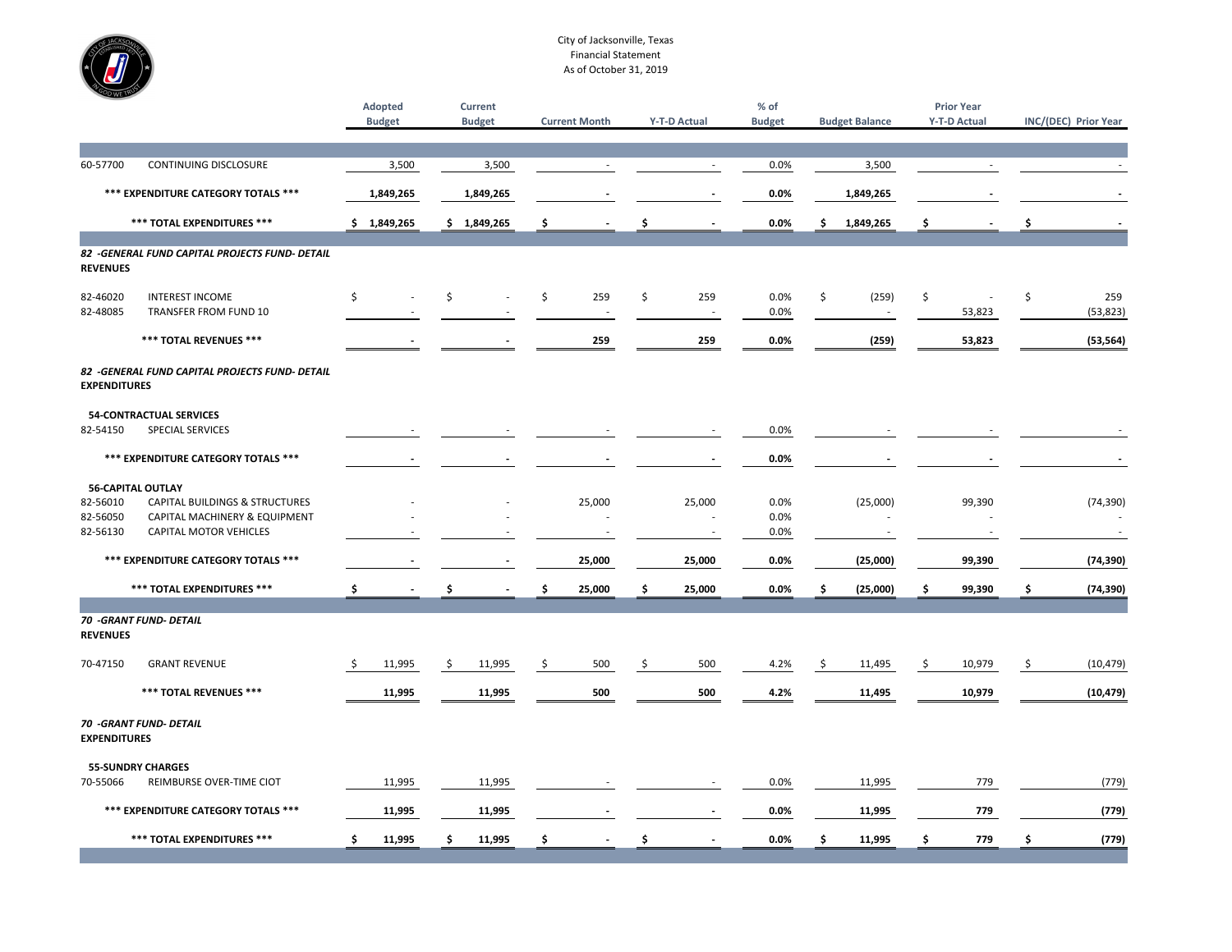City of Jacksonville, Texas
Financial Statement
As of October 31, 2019

| | | Adopted Budget | Current Budget | Current Month | Y-T-D Actual | % of Budget | Budget Balance | Prior Year Y-T-D Actual | INC/(DEC) Prior Year |
|---|---|---|---|---|---|---|---|---|---|
| 60-57700 | CONTINUING DISCLOSURE | 3,500 | 3,500 | - | - | 0.0% | 3,500 | - | - |
| | **\*\*\* EXPENDITURE CATEGORY TOTALS \*\*\*** | **1,849,265** | **1,849,265** | **-** | **-** | **0.0%** | **1,849,265** | **-** | **-** |
| | **\*\*\* TOTAL EXPENDITURES \*\*\*** | **$ 1,849,265** | **$ 1,849,265** | **$ -** | **$ -** | **0.0%** | **$ 1,849,265** | **$ -** | **$ -** |
| ***82 -GENERAL FUND CAPITAL PROJECTS FUND- DETAIL*** | | | | | | | | | |
| **REVENUES** | | | | | | | | | |
| 82-46020 | INTEREST INCOME | $ - | $ - | $ 259 | $ 259 | 0.0% | $ (259) | $ - | $ 259 |
| 82-48085 | TRANSFER FROM FUND 10 | - | - | - | - | 0.0% | - | 53,823 | (53,823) |
| | **\*\*\* TOTAL REVENUES \*\*\*** | **-** | **-** | **259** | **259** | **0.0%** | **(259)** | **53,823** | **(53,564)** |
| ***82 -GENERAL FUND CAPITAL PROJECTS FUND- DETAIL*** | | | | | | | | | |
| **EXPENDITURES** | | | | | | | | | |
| **54-CONTRACTUAL SERVICES** | | | | | | | | | |
| 82-54150 | SPECIAL SERVICES | - | - | - | - | 0.0% | - | - | - |
| | **\*\*\* EXPENDITURE CATEGORY TOTALS \*\*\*** | **-** | **-** | **-** | **-** | **0.0%** | **-** | **-** | **-** |
| **56-CAPITAL OUTLAY** | | | | | | | | | |
| 82-56010 | CAPITAL BUILDINGS & STRUCTURES | - | - | 25,000 | 25,000 | 0.0% | (25,000) | 99,390 | (74,390) |
| 82-56050 | CAPITAL MACHINERY & EQUIPMENT | - | - | - | - | 0.0% | - | - | - |
| 82-56130 | CAPITAL MOTOR VEHICLES | - | - | - | - | 0.0% | - | - | - |
| | **\*\*\* EXPENDITURE CATEGORY TOTALS \*\*\*** | **-** | **-** | **25,000** | **25,000** | **0.0%** | **(25,000)** | **99,390** | **(74,390)** |
| | **\*\*\* TOTAL EXPENDITURES \*\*\*** | **$ -** | **$ -** | **$ 25,000** | **$ 25,000** | **0.0%** | **$ (25,000)** | **$ 99,390** | **$ (74,390)** |
| ***70 -GRANT FUND- DETAIL*** | | | | | | | | | |
| **REVENUES** | | | | | | | | | |
| 70-47150 | GRANT REVENUE | $ 11,995 | $ 11,995 | $ 500 | $ 500 | 4.2% | $ 11,495 | $ 10,979 | $ (10,479) |
| | **\*\*\* TOTAL REVENUES \*\*\*** | **11,995** | **11,995** | **500** | **500** | **4.2%** | **11,495** | **10,979** | **(10,479)** |
| ***70 -GRANT FUND- DETAIL*** | | | | | | | | | |
| **EXPENDITURES** | | | | | | | | | |
| **55-SUNDRY CHARGES** | | | | | | | | | |
| 70-55066 | REIMBURSE OVER-TIME CIOT | 11,995 | 11,995 | - | - | 0.0% | 11,995 | 779 | (779) |
| | **\*\*\* EXPENDITURE CATEGORY TOTALS \*\*\*** | **11,995** | **11,995** | **-** | **-** | **0.0%** | **11,995** | **779** | **(779)** |
| | **\*\*\* TOTAL EXPENDITURES \*\*\*** | **$ 11,995** | **$ 11,995** | **$ -** | **$ -** | **0.0%** | **$ 11,995** | **$ 779** | **$ (779)** |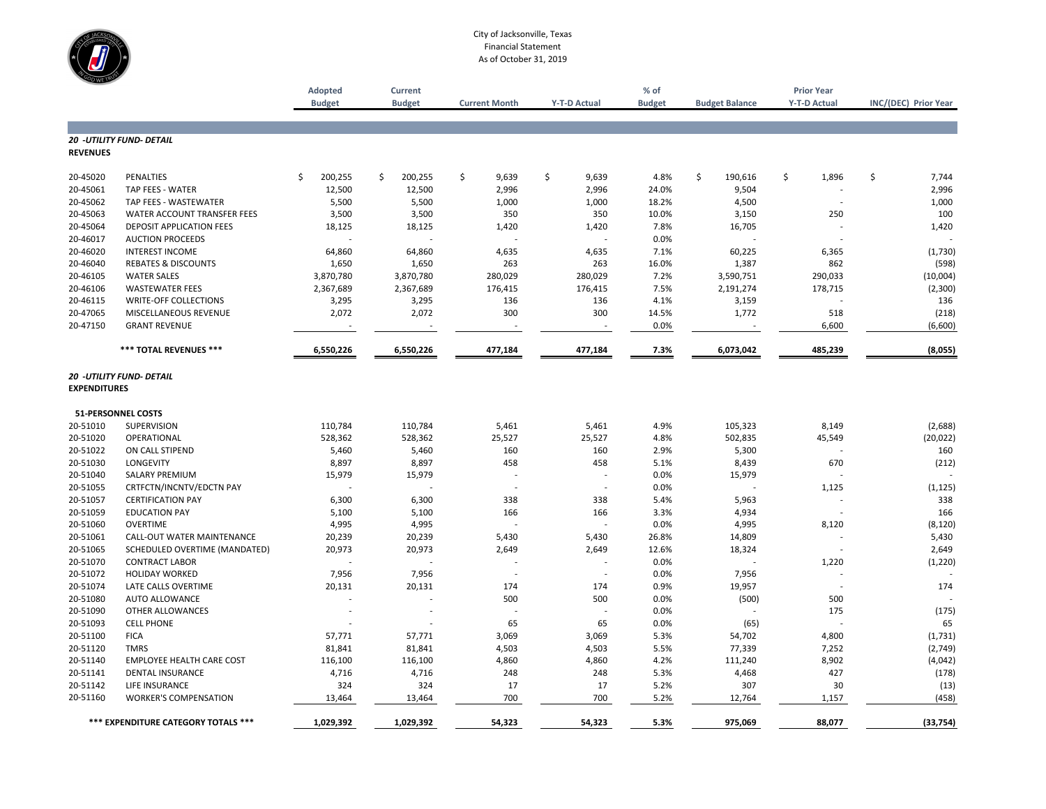City of Jacksonville, Texas
Financial Statement
As of October 31, 2019

| | | Adopted Budget | Current Budget | Current Month | Y-T-D Actual | % of Budget | Budget Balance | Prior Year Y-T-D Actual | INC/(DEC) Prior Year |
|---|---|---|---|---|---|---|---|---|---|
| ***20 -UTILITY FUND- DETAIL*** | | | | | | | | | |
| **REVENUES** | | | | | | | | | |
| 20-45020 | PENALTIES | $ 200,255 | $ 200,255 | $ 9,639 | $ 9,639 | 4.8% | $ 190,616 | $ 1,896 | $ 7,744 |
| 20-45061 | TAP FEES - WATER | 12,500 | 12,500 | 2,996 | 2,996 | 24.0% | 9,504 | - | 2,996 |
| 20-45062 | TAP FEES - WASTEWATER | 5,500 | 5,500 | 1,000 | 1,000 | 18.2% | 4,500 | - | 1,000 |
| 20-45063 | WATER ACCOUNT TRANSFER FEES | 3,500 | 3,500 | 350 | 350 | 10.0% | 3,150 | 250 | 100 |
| 20-45064 | DEPOSIT APPLICATION FEES | 18,125 | 18,125 | 1,420 | 1,420 | 7.8% | 16,705 | - | 1,420 |
| 20-46017 | AUCTION PROCEEDS | - | - | - | - | 0.0% | - | - | - |
| 20-46020 | INTEREST INCOME | 64,860 | 64,860 | 4,635 | 4,635 | 7.1% | 60,225 | 6,365 | (1,730) |
| 20-46040 | REBATES & DISCOUNTS | 1,650 | 1,650 | 263 | 263 | 16.0% | 1,387 | 862 | (598) |
| 20-46105 | WATER SALES | 3,870,780 | 3,870,780 | 280,029 | 280,029 | 7.2% | 3,590,751 | 290,033 | (10,004) |
| 20-46106 | WASTEWATER FEES | 2,367,689 | 2,367,689 | 176,415 | 176,415 | 7.5% | 2,191,274 | 178,715 | (2,300) |
| 20-46115 | WRITE-OFF COLLECTIONS | 3,295 | 3,295 | 136 | 136 | 4.1% | 3,159 | - | 136 |
| 20-47065 | MISCELLANEOUS REVENUE | 2,072 | 2,072 | 300 | 300 | 14.5% | 1,772 | 518 | (218) |
| 20-47150 | GRANT REVENUE | - | - | - | - | 0.0% | - | 6,600 | (6,600) |
| | **\*\*\* TOTAL REVENUES \*\*\*** | **6,550,226** | **6,550,226** | **477,184** | **477,184** | **7.3%** | **6,073,042** | **485,239** | **(8,055)** |
| ***20 -UTILITY FUND- DETAIL*** | | | | | | | | | |
| **EXPENDITURES** | | | | | | | | | |
| **51-PERSONNEL COSTS** | | | | | | | | | |
| 20-51010 | SUPERVISION | 110,784 | 110,784 | 5,461 | 5,461 | 4.9% | 105,323 | 8,149 | (2,688) |
| 20-51020 | OPERATIONAL | 528,362 | 528,362 | 25,527 | 25,527 | 4.8% | 502,835 | 45,549 | (20,022) |
| 20-51022 | ON CALL STIPEND | 5,460 | 5,460 | 160 | 160 | 2.9% | 5,300 | - | 160 |
| 20-51030 | LONGEVITY | 8,897 | 8,897 | 458 | 458 | 5.1% | 8,439 | 670 | (212) |
| 20-51040 | SALARY PREMIUM | 15,979 | 15,979 | - | - | 0.0% | 15,979 | - | - |
| 20-51055 | CRTFCTN/INCNTV/EDCTN PAY | - | - | - | - | 0.0% | - | 1,125 | (1,125) |
| 20-51057 | CERTIFICATION PAY | 6,300 | 6,300 | 338 | 338 | 5.4% | 5,963 | - | 338 |
| 20-51059 | EDUCATION PAY | 5,100 | 5,100 | 166 | 166 | 3.3% | 4,934 | - | 166 |
| 20-51060 | OVERTIME | 4,995 | 4,995 | - | - | 0.0% | 4,995 | 8,120 | (8,120) |
| 20-51061 | CALL-OUT WATER MAINTENANCE | 20,239 | 20,239 | 5,430 | 5,430 | 26.8% | 14,809 | - | 5,430 |
| 20-51065 | SCHEDULED OVERTIME (MANDATED) | 20,973 | 20,973 | 2,649 | 2,649 | 12.6% | 18,324 | - | 2,649 |
| 20-51070 | CONTRACT LABOR | - | - | - | - | 0.0% | - | 1,220 | (1,220) |
| 20-51072 | HOLIDAY WORKED | 7,956 | 7,956 | - | - | 0.0% | 7,956 | - | - |
| 20-51074 | LATE CALLS OVERTIME | 20,131 | 20,131 | 174 | 174 | 0.9% | 19,957 | - | 174 |
| 20-51080 | AUTO ALLOWANCE | - | - | 500 | 500 | 0.0% | (500) | 500 | - |
| 20-51090 | OTHER ALLOWANCES | - | - | - | - | 0.0% | - | 175 | (175) |
| 20-51093 | CELL PHONE | - | - | 65 | 65 | 0.0% | (65) | - | 65 |
| 20-51100 | FICA | 57,771 | 57,771 | 3,069 | 3,069 | 5.3% | 54,702 | 4,800 | (1,731) |
| 20-51120 | TMRS | 81,841 | 81,841 | 4,503 | 4,503 | 5.5% | 77,339 | 7,252 | (2,749) |
| 20-51140 | EMPLOYEE HEALTH CARE COST | 116,100 | 116,100 | 4,860 | 4,860 | 4.2% | 111,240 | 8,902 | (4,042) |
| 20-51141 | DENTAL INSURANCE | 4,716 | 4,716 | 248 | 248 | 5.3% | 4,468 | 427 | (178) |
| 20-51142 | LIFE INSURANCE | 324 | 324 | 17 | 17 | 5.2% | 307 | 30 | (13) |
| 20-51160 | WORKER'S COMPENSATION | 13,464 | 13,464 | 700 | 700 | 5.2% | 12,764 | 1,157 | (458) |
| | **\*\*\* EXPENDITURE CATEGORY TOTALS \*\*\*** | **1,029,392** | **1,029,392** | **54,323** | **54,323** | **5.3%** | **975,069** | **88,077** | **(33,754)** |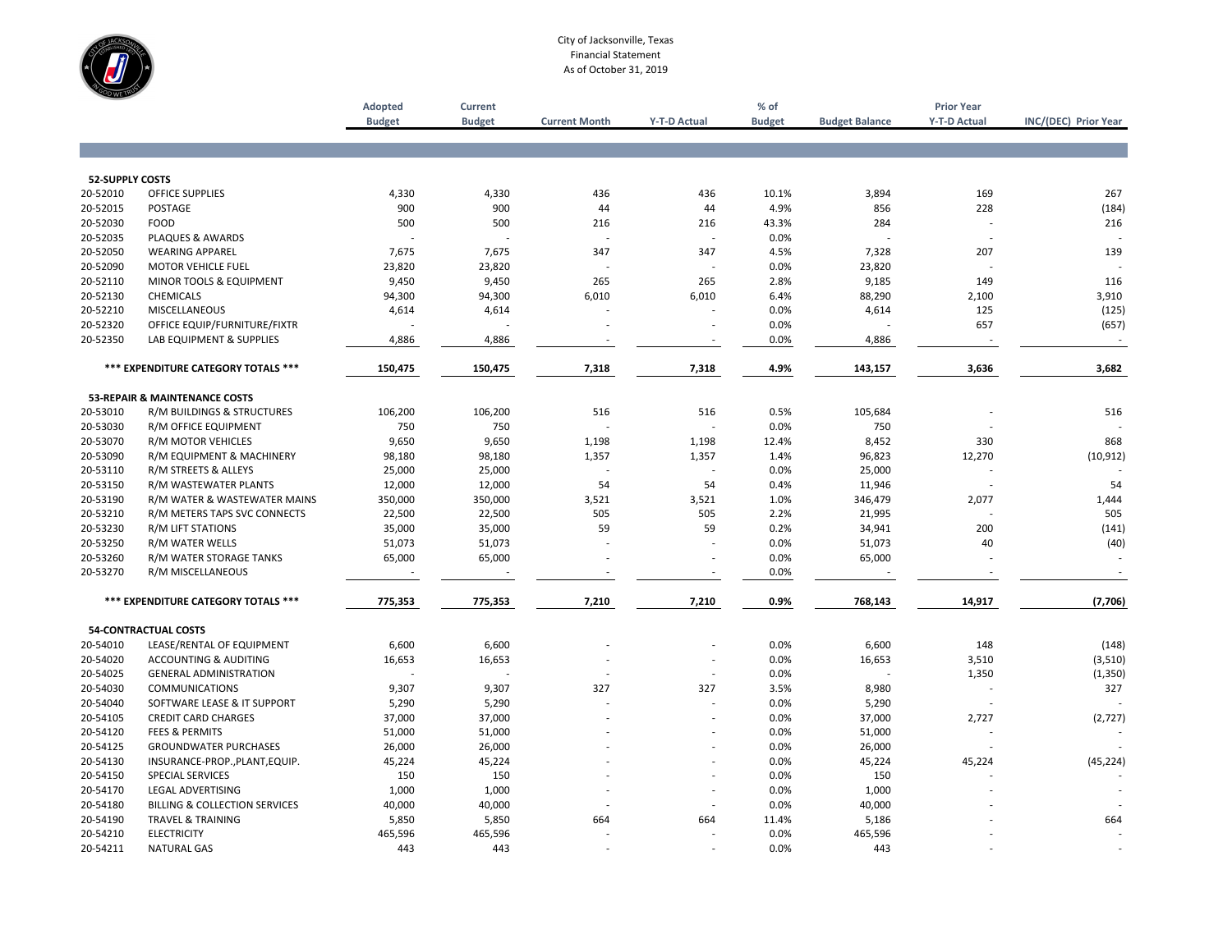City of Jacksonville, Texas
Financial Statement
As of October 31, 2019

| | | Adopted Budget | Current Budget | Current Month | Y-T-D Actual | % of Budget | Budget Balance | Prior Year Y-T-D Actual | INC/(DEC) Prior Year |
|---|---|---|---|---|---|---|---|---|---|
| **52-SUPPLY COSTS** | | | | | | | | | |
| 20-52010 | OFFICE SUPPLIES | 4,330 | 4,330 | 436 | 436 | 10.1% | 3,894 | 169 | 267 |
| 20-52015 | POSTAGE | 900 | 900 | 44 | 44 | 4.9% | 856 | 228 | (184) |
| 20-52030 | FOOD | 500 | 500 | 216 | 216 | 43.3% | 284 | - | 216 |
| 20-52035 | PLAQUES & AWARDS | - | - | - | - | 0.0% | - | - | - |
| 20-52050 | WEARING APPAREL | 7,675 | 7,675 | 347 | 347 | 4.5% | 7,328 | 207 | 139 |
| 20-52090 | MOTOR VEHICLE FUEL | 23,820 | 23,820 | - | - | 0.0% | 23,820 | - | - |
| 20-52110 | MINOR TOOLS & EQUIPMENT | 9,450 | 9,450 | 265 | 265 | 2.8% | 9,185 | 149 | 116 |
| 20-52130 | CHEMICALS | 94,300 | 94,300 | 6,010 | 6,010 | 6.4% | 88,290 | 2,100 | 3,910 |
| 20-52210 | MISCELLANEOUS | 4,614 | 4,614 | - | - | 0.0% | 4,614 | 125 | (125) |
| 20-52320 | OFFICE EQUIP/FURNITURE/FIXTR | - | - | - | - | 0.0% | - | 657 | (657) |
| 20-52350 | LAB EQUIPMENT & SUPPLIES | 4,886 | 4,886 | - | - | 0.0% | 4,886 | - | - |
| | *** EXPENDITURE CATEGORY TOTALS *** | 150,475 | 150,475 | 7,318 | 7,318 | 4.9% | 143,157 | 3,636 | 3,682 |
| **53-REPAIR & MAINTENANCE COSTS** | | | | | | | | | |
| 20-53010 | R/M BUILDINGS & STRUCTURES | 106,200 | 106,200 | 516 | 516 | 0.5% | 105,684 | - | 516 |
| 20-53030 | R/M OFFICE EQUIPMENT | 750 | 750 | - | - | 0.0% | 750 | - | - |
| 20-53070 | R/M MOTOR VEHICLES | 9,650 | 9,650 | 1,198 | 1,198 | 12.4% | 8,452 | 330 | 868 |
| 20-53090 | R/M EQUIPMENT & MACHINERY | 98,180 | 98,180 | 1,357 | 1,357 | 1.4% | 96,823 | 12,270 | (10,912) |
| 20-53110 | R/M STREETS & ALLEYS | 25,000 | 25,000 | - | - | 0.0% | 25,000 | - | - |
| 20-53150 | R/M WASTEWATER PLANTS | 12,000 | 12,000 | 54 | 54 | 0.4% | 11,946 | - | 54 |
| 20-53190 | R/M WATER & WASTEWATER MAINS | 350,000 | 350,000 | 3,521 | 3,521 | 1.0% | 346,479 | 2,077 | 1,444 |
| 20-53210 | R/M METERS TAPS SVC CONNECTS | 22,500 | 22,500 | 505 | 505 | 2.2% | 21,995 | - | 505 |
| 20-53230 | R/M LIFT STATIONS | 35,000 | 35,000 | 59 | 59 | 0.2% | 34,941 | 200 | (141) |
| 20-53250 | R/M WATER WELLS | 51,073 | 51,073 | - | - | 0.0% | 51,073 | 40 | (40) |
| 20-53260 | R/M WATER STORAGE TANKS | 65,000 | 65,000 | - | - | 0.0% | 65,000 | - | - |
| 20-53270 | R/M MISCELLANEOUS | - | - | - | - | 0.0% | - | - | - |
| | *** EXPENDITURE CATEGORY TOTALS *** | 775,353 | 775,353 | 7,210 | 7,210 | 0.9% | 768,143 | 14,917 | (7,706) |
| **54-CONTRACTUAL COSTS** | | | | | | | | | |
| 20-54010 | LEASE/RENTAL OF EQUIPMENT | 6,600 | 6,600 | - | - | 0.0% | 6,600 | 148 | (148) |
| 20-54020 | ACCOUNTING & AUDITING | 16,653 | 16,653 | - | - | 0.0% | 16,653 | 3,510 | (3,510) |
| 20-54025 | GENERAL ADMINISTRATION | - | - | - | - | 0.0% | - | 1,350 | (1,350) |
| 20-54030 | COMMUNICATIONS | 9,307 | 9,307 | 327 | 327 | 3.5% | 8,980 | - | 327 |
| 20-54040 | SOFTWARE LEASE & IT SUPPORT | 5,290 | 5,290 | - | - | 0.0% | 5,290 | - | - |
| 20-54105 | CREDIT CARD CHARGES | 37,000 | 37,000 | - | - | 0.0% | 37,000 | 2,727 | (2,727) |
| 20-54120 | FEES & PERMITS | 51,000 | 51,000 | - | - | 0.0% | 51,000 | - | - |
| 20-54125 | GROUNDWATER PURCHASES | 26,000 | 26,000 | - | - | 0.0% | 26,000 | - | - |
| 20-54130 | INSURANCE-PROP.,PLANT,EQUIP. | 45,224 | 45,224 | - | - | 0.0% | 45,224 | 45,224 | (45,224) |
| 20-54150 | SPECIAL SERVICES | 150 | 150 | - | - | 0.0% | 150 | - | - |
| 20-54170 | LEGAL ADVERTISING | 1,000 | 1,000 | - | - | 0.0% | 1,000 | - | - |
| 20-54180 | BILLING & COLLECTION SERVICES | 40,000 | 40,000 | - | - | 0.0% | 40,000 | - | - |
| 20-54190 | TRAVEL & TRAINING | 5,850 | 5,850 | 664 | 664 | 11.4% | 5,186 | - | 664 |
| 20-54210 | ELECTRICITY | 465,596 | 465,596 | - | - | 0.0% | 465,596 | - | - |
| 20-54211 | NATURAL GAS | 443 | 443 | - | - | 0.0% | 443 | - | - |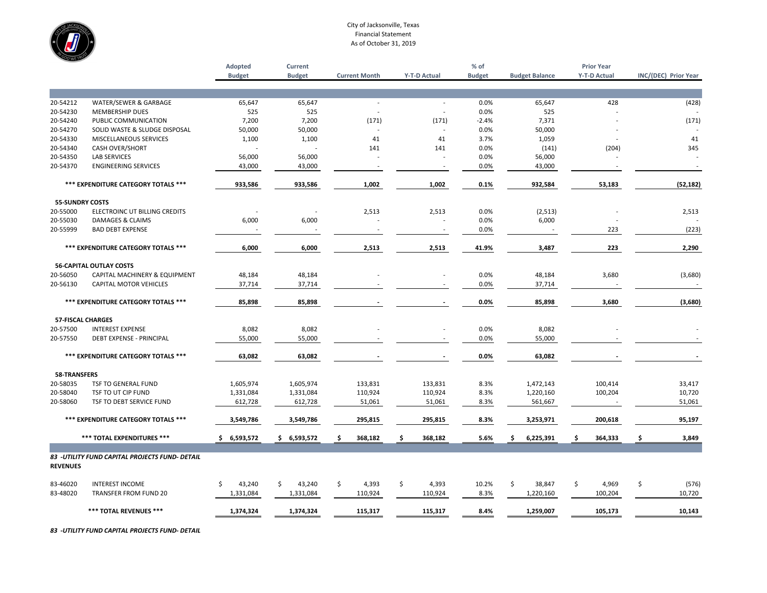City of Jacksonville, Texas
Financial Statement
As of October 31, 2019

| | | Adopted Budget | Current Budget | Current Month | Y-T-D Actual | % of Budget | Budget Balance | Prior Year Y-T-D Actual | INC/(DEC) Prior Year |
|---|---|---|---|---|---|---|---|---|---|
| 20-54212 | WATER/SEWER & GARBAGE | 65,647 | 65,647 | - | - | 0.0% | 65,647 | 428 | (428) |
| 20-54230 | MEMBERSHIP DUES | 525 | 525 | - | - | 0.0% | 525 | - | - |
| 20-54240 | PUBLIC COMMUNICATION | 7,200 | 7,200 | (171) | (171) | -2.4% | 7,371 | - | (171) |
| 20-54270 | SOLID WASTE & SLUDGE DISPOSAL | 50,000 | 50,000 | - | - | 0.0% | 50,000 | - | - |
| 20-54330 | MISCELLANEOUS SERVICES | 1,100 | 1,100 | 41 | 41 | 3.7% | 1,059 | - | 41 |
| 20-54340 | CASH OVER/SHORT | - | - | 141 | 141 | 0.0% | (141) | (204) | 345 |
| 20-54350 | LAB SERVICES | 56,000 | 56,000 | - | - | 0.0% | 56,000 | - | - |
| 20-54370 | ENGINEERING SERVICES | 43,000 | 43,000 | - | - | 0.0% | 43,000 | - | - |
| | *** EXPENDITURE CATEGORY TOTALS *** | 933,586 | 933,586 | 1,002 | 1,002 | 0.1% | 932,584 | 53,183 | (52,182) |
| **55-SUNDRY COSTS** | | | | | | | | | |
| 20-55000 | ELECTROINC UT BILLING CREDITS | - | - | 2,513 | 2,513 | 0.0% | (2,513) | - | 2,513 |
| 20-55030 | DAMAGES & CLAIMS | 6,000 | 6,000 | - | - | 0.0% | 6,000 | - | - |
| 20-55999 | BAD DEBT EXPENSE | - | - | - | - | 0.0% | - | 223 | (223) |
| | *** EXPENDITURE CATEGORY TOTALS *** | 6,000 | 6,000 | 2,513 | 2,513 | 41.9% | 3,487 | 223 | 2,290 |
| **56-CAPITAL OUTLAY COSTS** | | | | | | | | | |
| 20-56050 | CAPITAL MACHINERY & EQUIPMENT | 48,184 | 48,184 | - | - | 0.0% | 48,184 | 3,680 | (3,680) |
| 20-56130 | CAPITAL MOTOR VEHICLES | 37,714 | 37,714 | - | - | 0.0% | 37,714 | - | - |
| | *** EXPENDITURE CATEGORY TOTALS *** | 85,898 | 85,898 | - | - | 0.0% | 85,898 | 3,680 | (3,680) |
| **57-FISCAL CHARGES** | | | | | | | | | |
| 20-57500 | INTEREST EXPENSE | 8,082 | 8,082 | - | - | 0.0% | 8,082 | - | - |
| 20-57550 | DEBT EXPENSE - PRINCIPAL | 55,000 | 55,000 | - | - | 0.0% | 55,000 | - | - |
| | *** EXPENDITURE CATEGORY TOTALS *** | 63,082 | 63,082 | - | - | 0.0% | 63,082 | - | - |
| **58-TRANSFERS** | | | | | | | | | |
| 20-58035 | TSF TO GENERAL FUND | 1,605,974 | 1,605,974 | 133,831 | 133,831 | 8.3% | 1,472,143 | 100,414 | 33,417 |
| 20-58040 | TSF TO UT CIP FUND | 1,331,084 | 1,331,084 | 110,924 | 110,924 | 8.3% | 1,220,160 | 100,204 | 10,720 |
| 20-58060 | TSF TO DEBT SERVICE FUND | 612,728 | 612,728 | 51,061 | 51,061 | 8.3% | 561,667 | - | 51,061 |
| | *** EXPENDITURE CATEGORY TOTALS *** | 3,549,786 | 3,549,786 | 295,815 | 295,815 | 8.3% | 3,253,971 | 200,618 | 95,197 |
| | *** TOTAL EXPENDITURES *** | $ 6,593,572 | $ 6,593,572 | $ 368,182 | $ 368,182 | 5.6% | $ 6,225,391 | $ 364,333 | $ 3,849 |

***83 -UTILITY FUND CAPITAL PROJECTS FUND- DETAIL***

**REVENUES**

| | | Adopted Budget | Current Budget | Current Month | Y-T-D Actual | % of Budget | Budget Balance | Prior Year Y-T-D Actual | INC/(DEC) Prior Year |
|---|---|---|---|---|---|---|---|---|---|
| 83-46020 | INTEREST INCOME | $ 43,240 | $ 43,240 | $ 4,393 | $ 4,393 | 10.2% | $ 38,847 | $ 4,969 | $ (576) |
| 83-48020 | TRANSFER FROM FUND 20 | 1,331,084 | 1,331,084 | 110,924 | 110,924 | 8.3% | 1,220,160 | 100,204 | 10,720 |
| | *** TOTAL REVENUES *** | 1,374,324 | 1,374,324 | 115,317 | 115,317 | 8.4% | 1,259,007 | 105,173 | 10,143 |

***83 -UTILITY FUND CAPITAL PROJECTS FUND- DETAIL***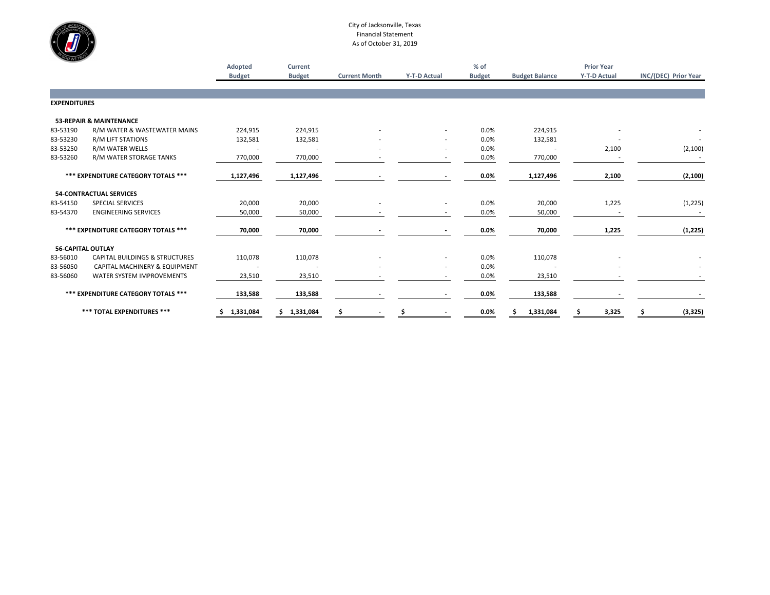City of Jacksonville, Texas
Financial Statement
As of October 31, 2019

| | | Adopted Budget | Current Budget | Current Month | Y-T-D Actual | % of Budget | Budget Balance | Prior Year Y-T-D Actual | INC/(DEC) Prior Year |
|---|---|---|---|---|---|---|---|---|---|
| **EXPENDITURES** | | | | | | | | | |
| | **53-REPAIR & MAINTENANCE** | | | | | | | | |
| 83-53190 | R/M WATER & WASTEWATER MAINS | 224,915 | 224,915 | - | - | 0.0% | 224,915 | - | - |
| 83-53230 | R/M LIFT STATIONS | 132,581 | 132,581 | - | - | 0.0% | 132,581 | - | - |
| 83-53250 | R/M WATER WELLS | - | - | - | - | 0.0% | - | 2,100 | (2,100) |
| 83-53260 | R/M WATER STORAGE TANKS | 770,000 | 770,000 | - | - | 0.0% | 770,000 | - | - |
| | **\*\*\* EXPENDITURE CATEGORY TOTALS \*\*\*** | **1,127,496** | **1,127,496** | **-** | **-** | **0.0%** | **1,127,496** | **2,100** | **(2,100)** |
| | **54-CONTRACTUAL SERVICES** | | | | | | | | |
| 83-54150 | SPECIAL SERVICES | 20,000 | 20,000 | - | - | 0.0% | 20,000 | 1,225 | (1,225) |
| 83-54370 | ENGINEERING SERVICES | 50,000 | 50,000 | - | - | 0.0% | 50,000 | - | - |
| | **\*\*\* EXPENDITURE CATEGORY TOTALS \*\*\*** | **70,000** | **70,000** | **-** | **-** | **0.0%** | **70,000** | **1,225** | **(1,225)** |
| **56-CAPITAL OUTLAY** | | | | | | | | | |
| 83-56010 | CAPITAL BUILDINGS & STRUCTURES | 110,078 | 110,078 | - | - | 0.0% | 110,078 | - | - |
| 83-56050 | CAPITAL MACHINERY & EQUIPMENT | - | - | - | - | 0.0% | - | - | - |
| 83-56060 | WATER SYSTEM IMPROVEMENTS | 23,510 | 23,510 | - | - | 0.0% | 23,510 | - | - |
| | **\*\*\* EXPENDITURE CATEGORY TOTALS \*\*\*** | **133,588** | **133,588** | **-** | **-** | **0.0%** | **133,588** | **-** | **-** |
| | **\*\*\* TOTAL EXPENDITURES \*\*\*** | **$ 1,331,084** | **$ 1,331,084** | **$ -** | **$ -** | **0.0%** | **$ 1,331,084** | **$ 3,325** | **$ (3,325)** |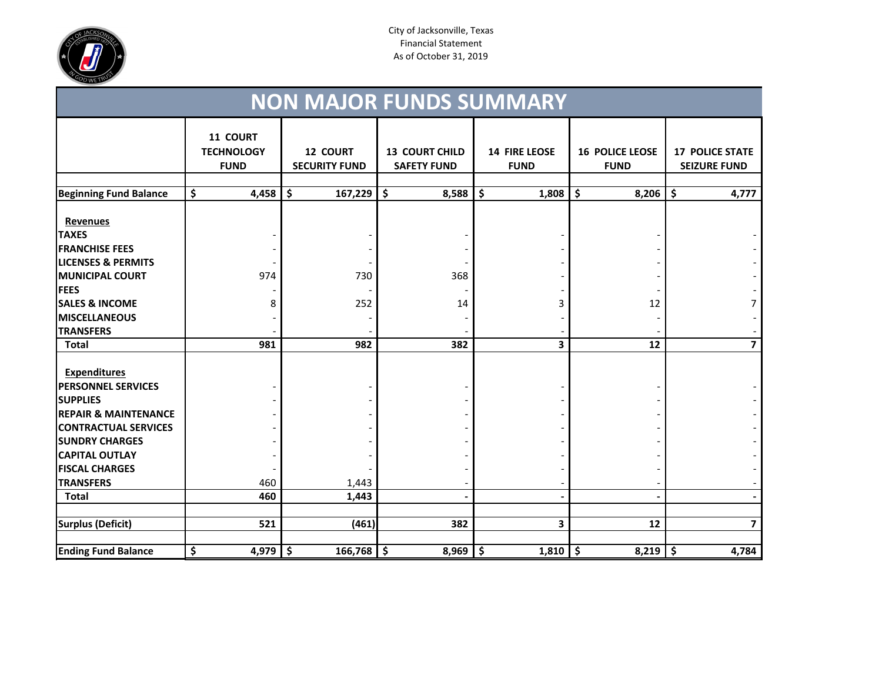City of Jacksonville, Texas
Financial Statement
As of October 31, 2019

# NON MAJOR FUNDS SUMMARY

| | 11 COURT TECHNOLOGY FUND | 12 COURT SECURITY FUND | 13 COURT CHILD SAFETY FUND | 14 FIRE LEOSE FUND | 16 POLICE LEOSE FUND | 17 POLICE STATE SEIZURE FUND |
|---|---|---|---|---|---|---|
| **Beginning Fund Balance** | $ 4,458 | $ 167,229 | $ 8,588 | $ 1,808 | $ 8,206 | $ 4,777 |
| **Revenues** | | | | | | |
| **TAXES** | - | - | - | - | - | - |
| **FRANCHISE FEES** | - | - | - | - | - | - |
| **LICENSES & PERMITS** | - | - | - | - | - | - |
| **MUNICIPAL COURT** | 974 | 730 | 368 | - | - | - |
| **FEES** | - | - | - | - | - | - |
| **SALES & INCOME** | 8 | 252 | 14 | 3 | 12 | 7 |
| **MISCELLANEOUS** | - | - | - | - | - | - |
| **TRANSFERS** | - | - | - | - | - | - |
| **Total** | **981** | **982** | **382** | **3** | **12** | **7** |
| **Expenditures** | | | | | | |
| **PERSONNEL SERVICES** | - | - | - | - | - | - |
| **SUPPLIES** | - | - | - | - | - | - |
| **REPAIR & MAINTENANCE** | - | - | - | - | - | - |
| **CONTRACTUAL SERVICES** | - | - | - | - | - | - |
| **SUNDRY CHARGES** | - | - | - | - | - | - |
| **CAPITAL OUTLAY** | - | - | - | - | - | - |
| **FISCAL CHARGES** | - | - | - | - | - | - |
| **TRANSFERS** | 460 | 1,443 | - | - | - | - |
| **Total** | **460** | **1,443** | **-** | **-** | **-** | **-** |
| **Surplus (Deficit)** | **521** | **(461)** | **382** | **3** | **12** | **7** |
| **Ending Fund Balance** | **$ 4,979** | **$ 166,768** | **$ 8,969** | **$ 1,810** | **$ 8,219** | **$ 4,784** |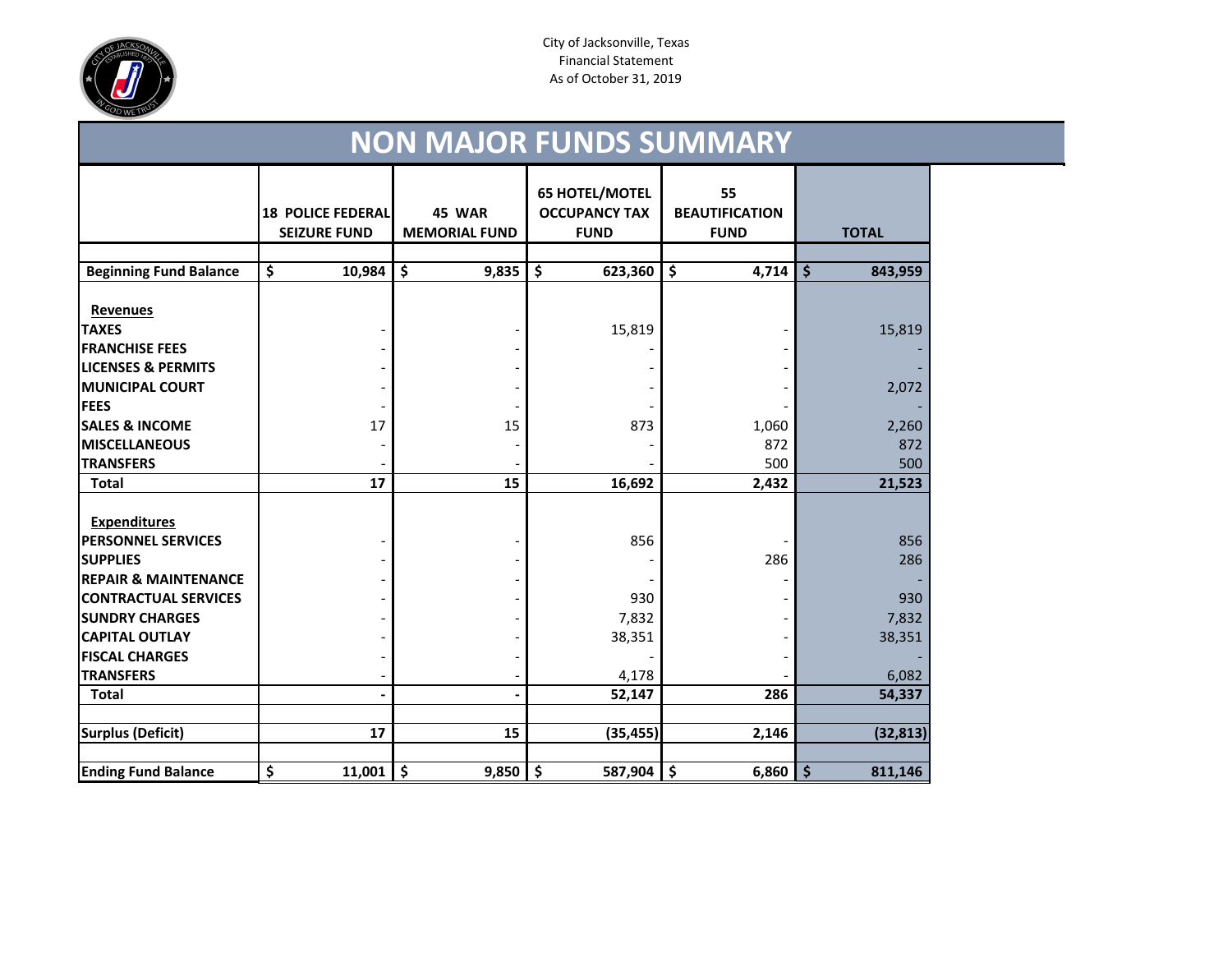City of Jacksonville, Texas
Financial Statement
As of October 31, 2019

# NON MAJOR FUNDS SUMMARY

| | 18 POLICE FEDERAL SEIZURE FUND | 45 WAR MEMORIAL FUND | 65 HOTEL/MOTEL OCCUPANCY TAX FUND | 55 BEAUTIFICATION FUND | TOTAL |
|---|---|---|---|---|---|
| **Beginning Fund Balance** | $ 10,984 | $ 9,835 | $ 623,360 | $ 4,714 | $ 843,959 |
| **Revenues** | | | | | |
| TAXES | - | - | 15,819 | - | 15,819 |
| FRANCHISE FEES | - | - | - | - | - |
| LICENSES & PERMITS | - | - | - | - | - |
| MUNICIPAL COURT | - | - | - | - | 2,072 |
| FEES | - | - | - | - | - |
| SALES & INCOME | 17 | 15 | 873 | 1,060 | 2,260 |
| MISCELLANEOUS | - | - | - | 872 | 872 |
| TRANSFERS | - | - | - | 500 | 500 |
| **Total** | **17** | **15** | **16,692** | **2,432** | **21,523** |
| **Expenditures** | | | | | |
| PERSONNEL SERVICES | - | - | 856 | - | 856 |
| SUPPLIES | - | - | - | 286 | 286 |
| REPAIR & MAINTENANCE | - | - | - | - | - |
| CONTRACTUAL SERVICES | - | - | 930 | - | 930 |
| SUNDRY CHARGES | - | - | 7,832 | - | 7,832 |
| CAPITAL OUTLAY | - | - | 38,351 | - | 38,351 |
| FISCAL CHARGES | - | - | - | - | - |
| TRANSFERS | - | - | 4,178 | - | 6,082 |
| **Total** | **-** | **-** | **52,147** | **286** | **54,337** |
| **Surplus (Deficit)** | **17** | **15** | **(35,455)** | **2,146** | **(32,813)** |
| **Ending Fund Balance** | **$ 11,001** | **$ 9,850** | **$ 587,904** | **$ 6,860** | **$ 811,146** |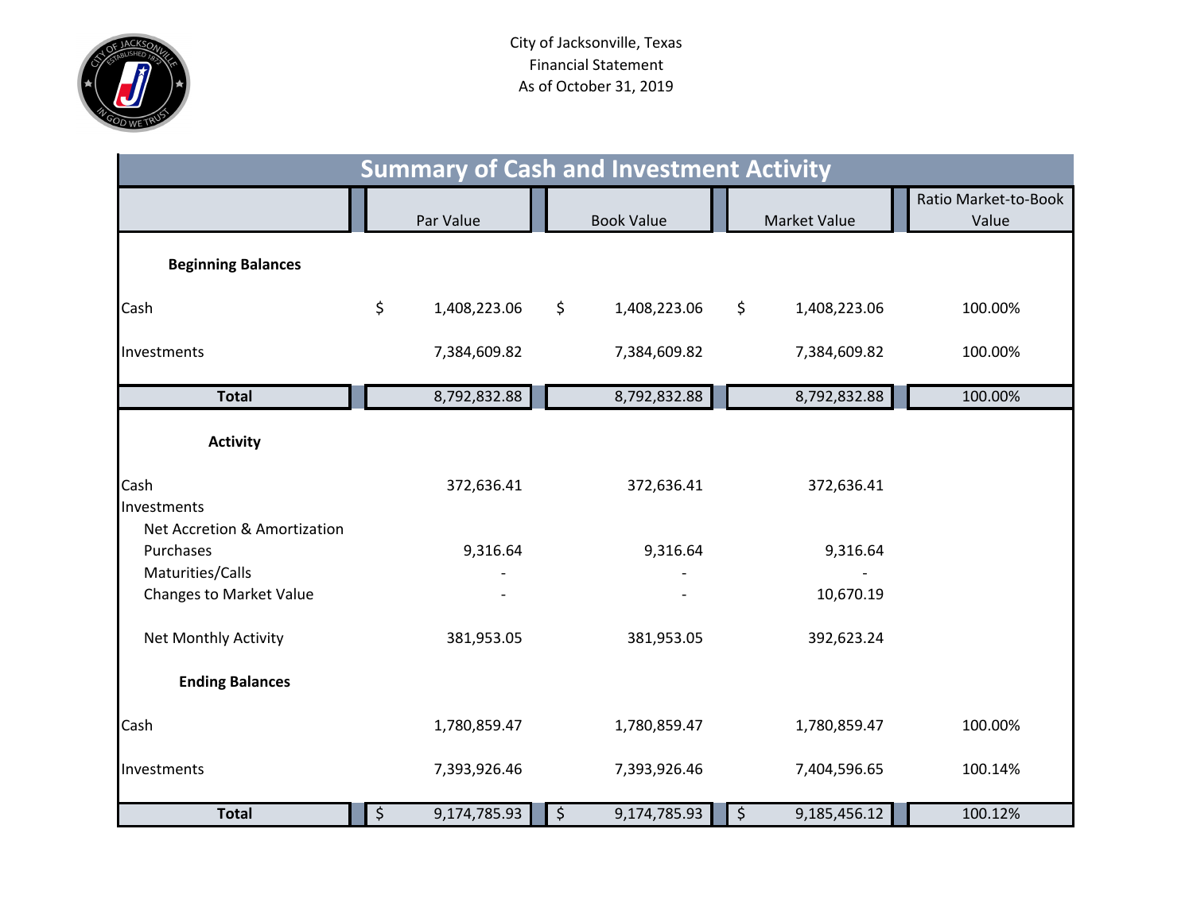City of Jacksonville, Texas
Financial Statement
As of October 31, 2019

## Summary of Cash and Investment Activity

| | Par Value | Book Value | Market Value | Ratio Market-to-Book Value |
|---|---|---|---|---|
| **Beginning Balances** | | | | |
| Cash | $ 1,408,223.06 | $ 1,408,223.06 | $ 1,408,223.06 | 100.00% |
| Investments | 7,384,609.82 | 7,384,609.82 | 7,384,609.82 | 100.00% |
| **Total** | 8,792,832.88 | 8,792,832.88 | 8,792,832.88 | 100.00% |
| **Activity** | | | | |
| Cash | 372,636.41 | 372,636.41 | 372,636.41 | |
| Investments | | | | |
| Net Accretion & Amortization | | | | |
| Purchases | 9,316.64 | 9,316.64 | 9,316.64 | |
| Maturities/Calls | - | - | - | |
| Changes to Market Value | - | - | 10,670.19 | |
| Net Monthly Activity | 381,953.05 | 381,953.05 | 392,623.24 | |
| **Ending Balances** | | | | |
| Cash | 1,780,859.47 | 1,780,859.47 | 1,780,859.47 | 100.00% |
| Investments | 7,393,926.46 | 7,393,926.46 | 7,404,596.65 | 100.14% |
| **Total** | $ 9,174,785.93 | $ 9,174,785.93 | $ 9,185,456.12 | 100.12% |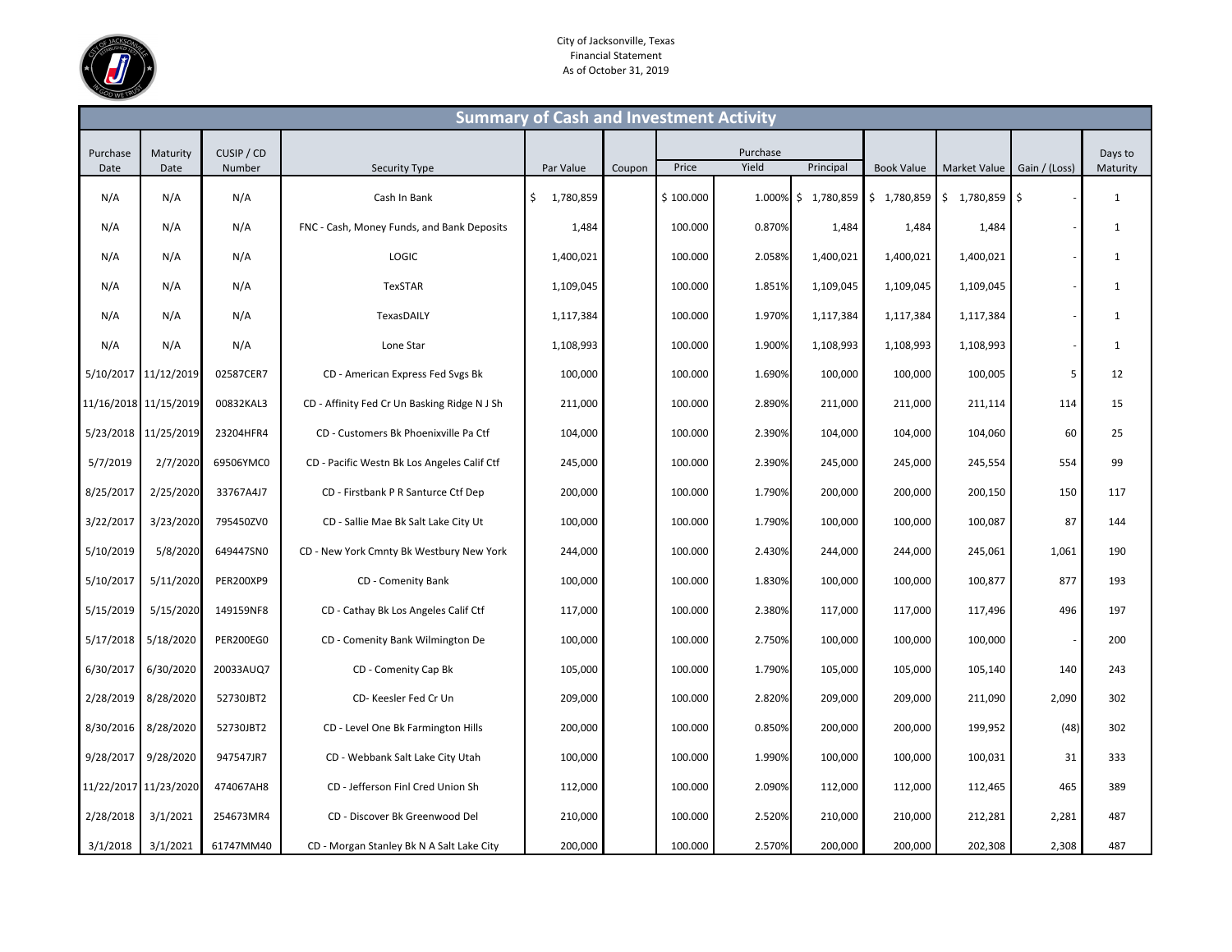City of Jacksonville, Texas
Financial Statement
As of October 31, 2019

## Summary of Cash and Investment Activity

| Purchase Date | Maturity Date | CUSIP / CD Number | Security Type | Par Value | Coupon | Purchase Price | Purchase Yield | Purchase Principal | Book Value | Market Value | Gain / (Loss) | Days to Maturity |
|---|---|---|---|---|---|---|---|---|---|---|---|---|
| N/A | N/A | N/A | Cash In Bank | $ 1,780,859 | | $ 100.000 | 1.000% | $ 1,780,859 | $ 1,780,859 | $ 1,780,859 | $ - | 1 |
| N/A | N/A | N/A | FNC - Cash, Money Funds, and Bank Deposits | 1,484 | | 100.000 | 0.870% | 1,484 | 1,484 | 1,484 | - | 1 |
| N/A | N/A | N/A | LOGIC | 1,400,021 | | 100.000 | 2.058% | 1,400,021 | 1,400,021 | 1,400,021 | - | 1 |
| N/A | N/A | N/A | TexSTAR | 1,109,045 | | 100.000 | 1.851% | 1,109,045 | 1,109,045 | 1,109,045 | - | 1 |
| N/A | N/A | N/A | TexasDAILY | 1,117,384 | | 100.000 | 1.970% | 1,117,384 | 1,117,384 | 1,117,384 | - | 1 |
| N/A | N/A | N/A | Lone Star | 1,108,993 | | 100.000 | 1.900% | 1,108,993 | 1,108,993 | 1,108,993 | - | 1 |
| 5/10/2017 | 11/12/2019 | 02587CER7 | CD - American Express Fed Svgs Bk | 100,000 | | 100.000 | 1.690% | 100,000 | 100,000 | 100,005 | 5 | 12 |
| 11/16/2018 | 11/15/2019 | 00832KAL3 | CD - Affinity Fed Cr Un Basking Ridge N J Sh | 211,000 | | 100.000 | 2.890% | 211,000 | 211,000 | 211,114 | 114 | 15 |
| 5/23/2018 | 11/25/2019 | 23204HFR4 | CD - Customers Bk Phoenixville Pa Ctf | 104,000 | | 100.000 | 2.390% | 104,000 | 104,000 | 104,060 | 60 | 25 |
| 5/7/2019 | 2/7/2020 | 69506YMC0 | CD - Pacific Westn Bk Los Angeles Calif Ctf | 245,000 | | 100.000 | 2.390% | 245,000 | 245,000 | 245,554 | 554 | 99 |
| 8/25/2017 | 2/25/2020 | 33767A4J7 | CD - Firstbank P R Santurce Ctf Dep | 200,000 | | 100.000 | 1.790% | 200,000 | 200,000 | 200,150 | 150 | 117 |
| 3/22/2017 | 3/23/2020 | 795450ZV0 | CD - Sallie Mae Bk Salt Lake City Ut | 100,000 | | 100.000 | 1.790% | 100,000 | 100,000 | 100,087 | 87 | 144 |
| 5/10/2019 | 5/8/2020 | 649447SN0 | CD - New York Cmnty Bk Westbury New York | 244,000 | | 100.000 | 2.430% | 244,000 | 244,000 | 245,061 | 1,061 | 190 |
| 5/10/2017 | 5/11/2020 | PER200XP9 | CD - Comenity Bank | 100,000 | | 100.000 | 1.830% | 100,000 | 100,000 | 100,877 | 877 | 193 |
| 5/15/2019 | 5/15/2020 | 149159NF8 | CD - Cathay Bk Los Angeles Calif Ctf | 117,000 | | 100.000 | 2.380% | 117,000 | 117,000 | 117,496 | 496 | 197 |
| 5/17/2018 | 5/18/2020 | PER200EG0 | CD - Comenity Bank Wilmington De | 100,000 | | 100.000 | 2.750% | 100,000 | 100,000 | 100,000 | - | 200 |
| 6/30/2017 | 6/30/2020 | 20033AUQ7 | CD - Comenity Cap Bk | 105,000 | | 100.000 | 1.790% | 105,000 | 105,000 | 105,140 | 140 | 243 |
| 2/28/2019 | 8/28/2020 | 52730JBT2 | CD- Keesler Fed Cr Un | 209,000 | | 100.000 | 2.820% | 209,000 | 209,000 | 211,090 | 2,090 | 302 |
| 8/30/2016 | 8/28/2020 | 52730JBT2 | CD - Level One Bk Farmington Hills | 200,000 | | 100.000 | 0.850% | 200,000 | 200,000 | 199,952 | (48) | 302 |
| 9/28/2017 | 9/28/2020 | 947547JR7 | CD - Webbank Salt Lake City Utah | 100,000 | | 100.000 | 1.990% | 100,000 | 100,000 | 100,031 | 31 | 333 |
| 11/22/2017 | 11/23/2020 | 474067AH8 | CD - Jefferson Finl Cred Union Sh | 112,000 | | 100.000 | 2.090% | 112,000 | 112,000 | 112,465 | 465 | 389 |
| 2/28/2018 | 3/1/2021 | 254673MR4 | CD - Discover Bk Greenwood Del | 210,000 | | 100.000 | 2.520% | 210,000 | 210,000 | 212,281 | 2,281 | 487 |
| 3/1/2018 | 3/1/2021 | 61747MM40 | CD - Morgan Stanley Bk N A Salt Lake City | 200,000 | | 100.000 | 2.570% | 200,000 | 200,000 | 202,308 | 2,308 | 487 |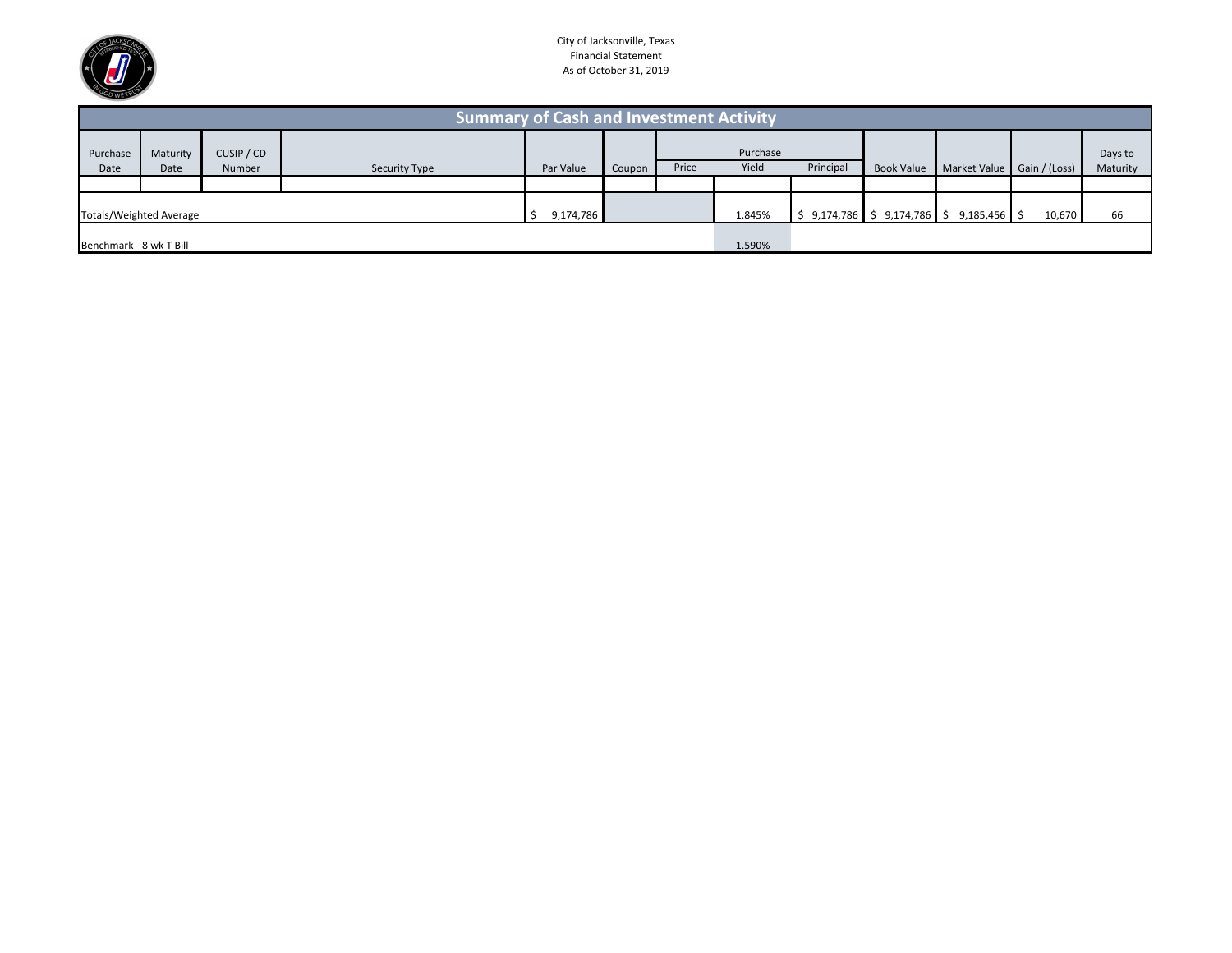City of Jacksonville, Texas
Financial Statement
As of October 31, 2019

## Summary of Cash and Investment Activity

| Purchase Date | Maturity Date | CUSIP / CD Number | Security Type | Par Value | Coupon | Purchase Price | Purchase Yield | Purchase Principal | Book Value | Market Value | Gain / (Loss) | Days to Maturity |
|---|---|---|---|---|---|---|---|---|---|---|---|---|
| | | | | | | | | | | | | |
| Totals/Weighted Average | | | | $ 9,174,786 | | | 1.845% | $ 9,174,786 | $ 9,174,786 | $ 9,185,456 | $ 10,670 | 66 |
| Benchmark - 8 wk T Bill | | | | | | | 1.590% | | | | | |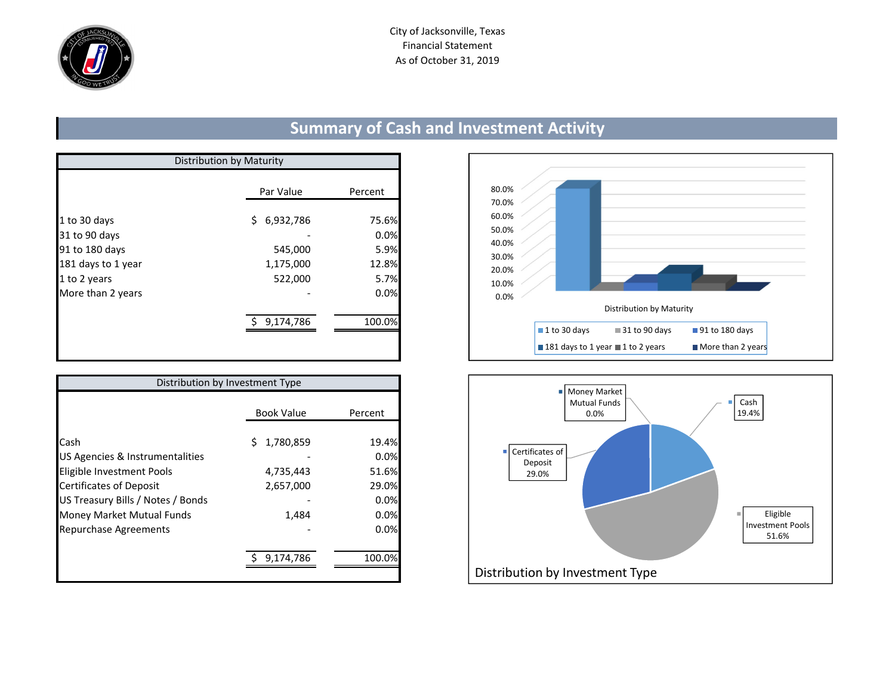City of Jacksonville, Texas
Financial Statement
As of October 31, 2019

# Summary of Cash and Investment Activity

## Distribution by Maturity

| | Par Value | Percent |
|---|---|---|
| 1 to 30 days | $ 6,932,786 | 75.6% |
| 31 to 90 days | - | 0.0% |
| 91 to 180 days | 545,000 | 5.9% |
| 181 days to 1 year | 1,175,000 | 12.8% |
| 1 to 2 years | 522,000 | 5.7% |
| More than 2 years | - | 0.0% |
| | $ 9,174,786 | 100.0% |

80.0%
70.0%
60.0%
50.0%
40.0%
30.0%
20.0%
10.0%
0.0%

Distribution by Maturity

1 to 30 days
31 to 90 days
91 to 180 days
181 days to 1 year
1 to 2 years
More than 2 years

## Distribution by Investment Type

| | Book Value | Percent |
|---|---|---|
| Cash | $ 1,780,859 | 19.4% |
| US Agencies & Instrumentalities | - | 0.0% |
| Eligible Investment Pools | 4,735,443 | 51.6% |
| Certificates of Deposit | 2,657,000 | 29.0% |
| US Treasury Bills / Notes / Bonds | - | 0.0% |
| Money Market Mutual Funds | 1,484 | 0.0% |
| Repurchase Agreements | - | 0.0% |
| | $ 9,174,786 | 100.0% |

Money Market Mutual Funds 0.0%
Cash 19.4%
Certificates of Deposit 29.0%
Eligible Investment Pools 51.6%

Distribution by Investment Type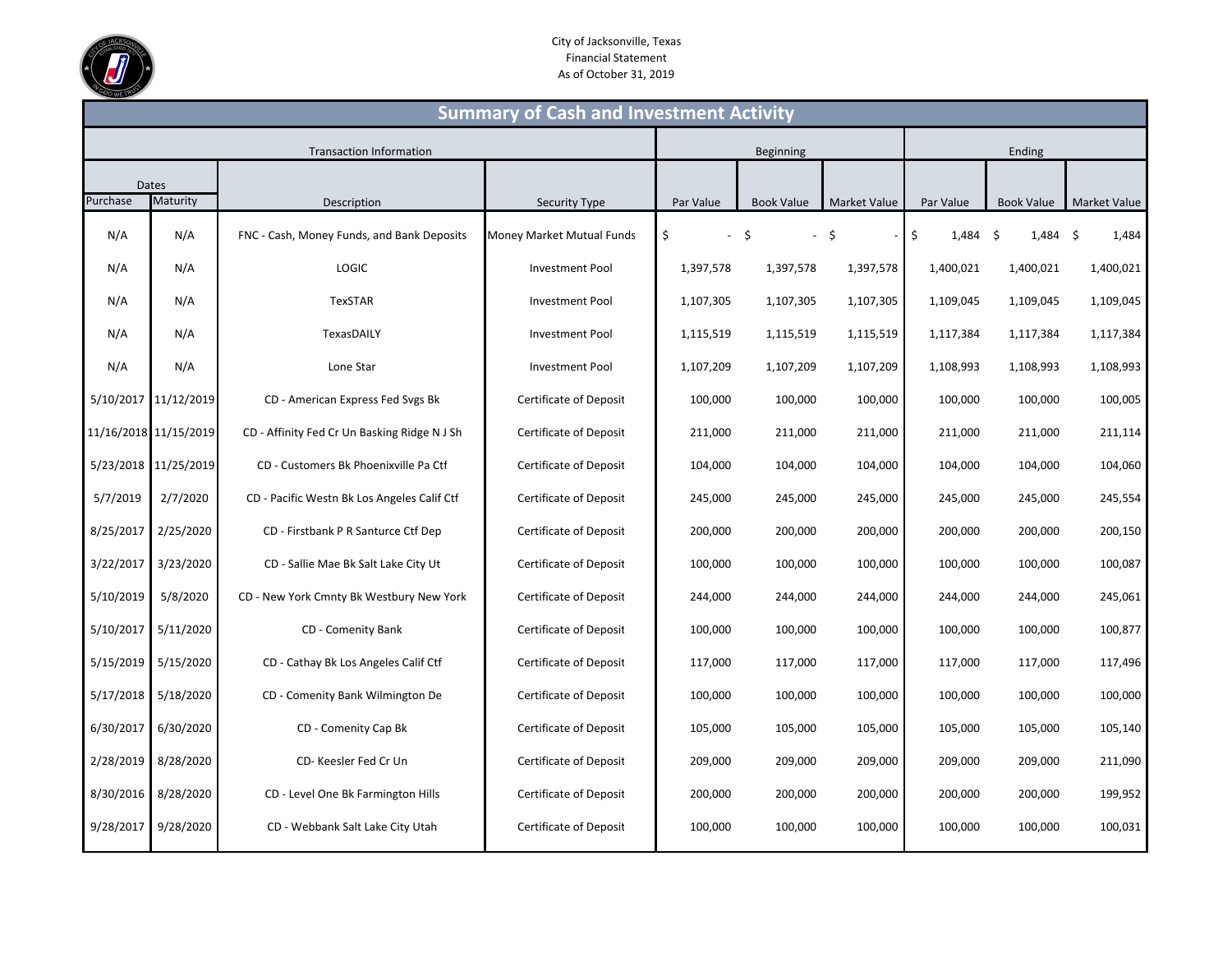City of Jacksonville, Texas
Financial Statement
As of October 31, 2019

## Summary of Cash and Investment Activity

| Transaction Information | | | | Beginning | | | Ending | | |
|---|---|---|---|---|---|---|---|---|---|
| Dates | | | | | | | | | |
| Purchase | Maturity | Description | Security Type | Par Value | Book Value | Market Value | Par Value | Book Value | Market Value |
| N/A | N/A | FNC - Cash, Money Funds, and Bank Deposits | Money Market Mutual Funds | $ - | $ - | $ - | $ 1,484 | $ 1,484 | $ 1,484 |
| N/A | N/A | LOGIC | Investment Pool | 1,397,578 | 1,397,578 | 1,397,578 | 1,400,021 | 1,400,021 | 1,400,021 |
| N/A | N/A | TexSTAR | Investment Pool | 1,107,305 | 1,107,305 | 1,107,305 | 1,109,045 | 1,109,045 | 1,109,045 |
| N/A | N/A | TexasDAILY | Investment Pool | 1,115,519 | 1,115,519 | 1,115,519 | 1,117,384 | 1,117,384 | 1,117,384 |
| N/A | N/A | Lone Star | Investment Pool | 1,107,209 | 1,107,209 | 1,107,209 | 1,108,993 | 1,108,993 | 1,108,993 |
| 5/10/2017 | 11/12/2019 | CD - American Express Fed Svgs Bk | Certificate of Deposit | 100,000 | 100,000 | 100,000 | 100,000 | 100,000 | 100,005 |
| 11/16/2018 | 11/15/2019 | CD - Affinity Fed Cr Un Basking Ridge N J Sh | Certificate of Deposit | 211,000 | 211,000 | 211,000 | 211,000 | 211,000 | 211,114 |
| 5/23/2018 | 11/25/2019 | CD - Customers Bk Phoenixville Pa Ctf | Certificate of Deposit | 104,000 | 104,000 | 104,000 | 104,000 | 104,000 | 104,060 |
| 5/7/2019 | 2/7/2020 | CD - Pacific Westn Bk Los Angeles Calif Ctf | Certificate of Deposit | 245,000 | 245,000 | 245,000 | 245,000 | 245,000 | 245,554 |
| 8/25/2017 | 2/25/2020 | CD - Firstbank P R Santurce Ctf Dep | Certificate of Deposit | 200,000 | 200,000 | 200,000 | 200,000 | 200,000 | 200,150 |
| 3/22/2017 | 3/23/2020 | CD - Sallie Mae Bk Salt Lake City Ut | Certificate of Deposit | 100,000 | 100,000 | 100,000 | 100,000 | 100,000 | 100,087 |
| 5/10/2019 | 5/8/2020 | CD - New York Cmnty Bk Westbury New York | Certificate of Deposit | 244,000 | 244,000 | 244,000 | 244,000 | 244,000 | 245,061 |
| 5/10/2017 | 5/11/2020 | CD - Comenity Bank | Certificate of Deposit | 100,000 | 100,000 | 100,000 | 100,000 | 100,000 | 100,877 |
| 5/15/2019 | 5/15/2020 | CD - Cathay Bk Los Angeles Calif Ctf | Certificate of Deposit | 117,000 | 117,000 | 117,000 | 117,000 | 117,000 | 117,496 |
| 5/17/2018 | 5/18/2020 | CD - Comenity Bank Wilmington De | Certificate of Deposit | 100,000 | 100,000 | 100,000 | 100,000 | 100,000 | 100,000 |
| 6/30/2017 | 6/30/2020 | CD - Comenity Cap Bk | Certificate of Deposit | 105,000 | 105,000 | 105,000 | 105,000 | 105,000 | 105,140 |
| 2/28/2019 | 8/28/2020 | CD- Keesler Fed Cr Un | Certificate of Deposit | 209,000 | 209,000 | 209,000 | 209,000 | 209,000 | 211,090 |
| 8/30/2016 | 8/28/2020 | CD - Level One Bk Farmington Hills | Certificate of Deposit | 200,000 | 200,000 | 200,000 | 200,000 | 200,000 | 199,952 |
| 9/28/2017 | 9/28/2020 | CD - Webbank Salt Lake City Utah | Certificate of Deposit | 100,000 | 100,000 | 100,000 | 100,000 | 100,000 | 100,031 |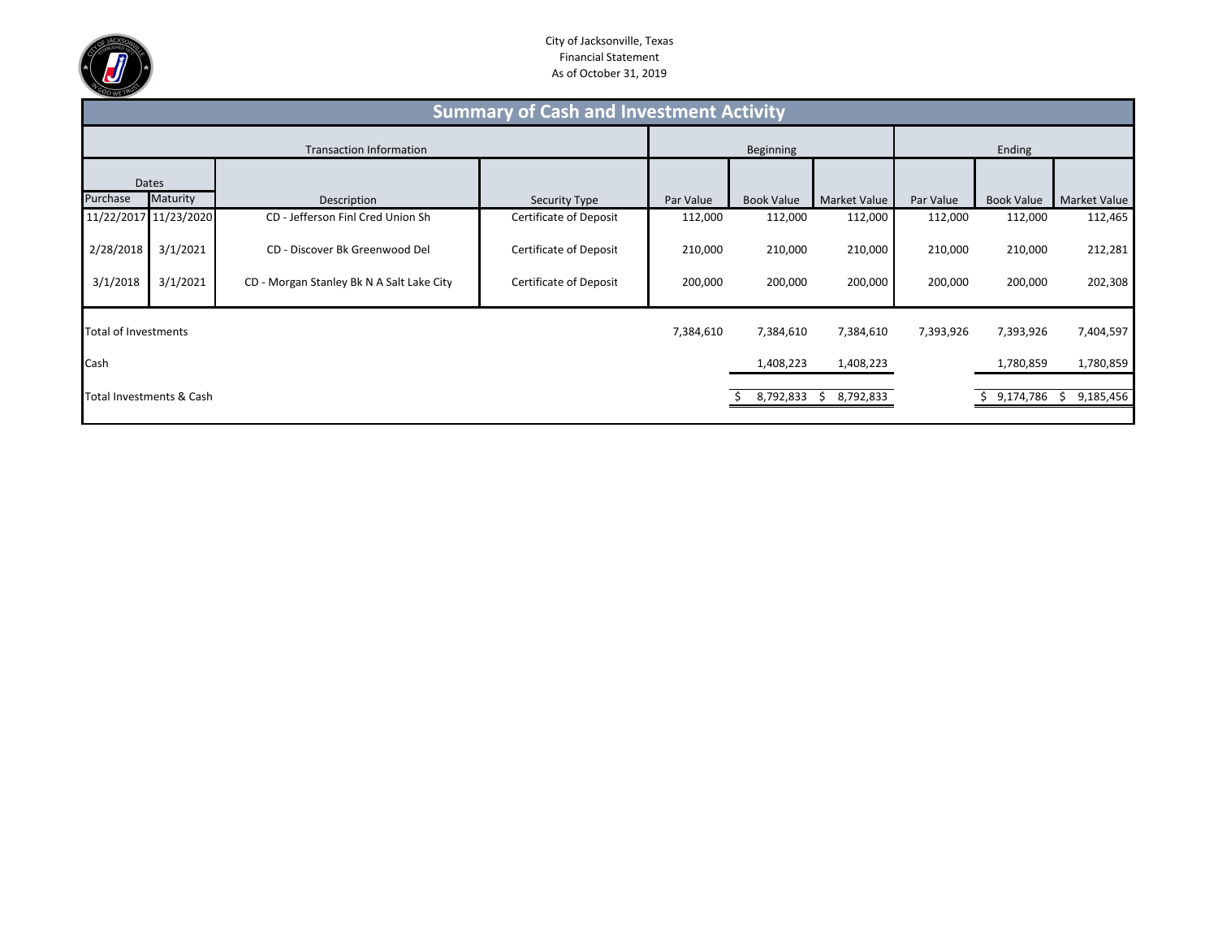City of Jacksonville, Texas
Financial Statement
As of October 31, 2019

## Summary of Cash and Investment Activity

| Transaction Information | | | | Beginning | | | Ending | | |
|---|---|---|---|---|---|---|---|---|---|
| Dates | | | | | | | | | |
| Purchase | Maturity | Description | Security Type | Par Value | Book Value | Market Value | Par Value | Book Value | Market Value |
| 11/22/2017 | 11/23/2020 | CD - Jefferson Finl Cred Union Sh | Certificate of Deposit | 112,000 | 112,000 | 112,000 | 112,000 | 112,000 | 112,465 |
| 2/28/2018 | 3/1/2021 | CD - Discover Bk Greenwood Del | Certificate of Deposit | 210,000 | 210,000 | 210,000 | 210,000 | 210,000 | 212,281 |
| 3/1/2018 | 3/1/2021 | CD - Morgan Stanley Bk N A Salt Lake City | Certificate of Deposit | 200,000 | 200,000 | 200,000 | 200,000 | 200,000 | 202,308 |
| Total of Investments | | | | 7,384,610 | 7,384,610 | 7,384,610 | 7,393,926 | 7,393,926 | 7,404,597 |
| Cash | | | | | 1,408,223 | 1,408,223 | | 1,780,859 | 1,780,859 |
| Total Investments & Cash | | | | | $ 8,792,833 | $ 8,792,833 | | $ 9,174,786 | $ 9,185,456 |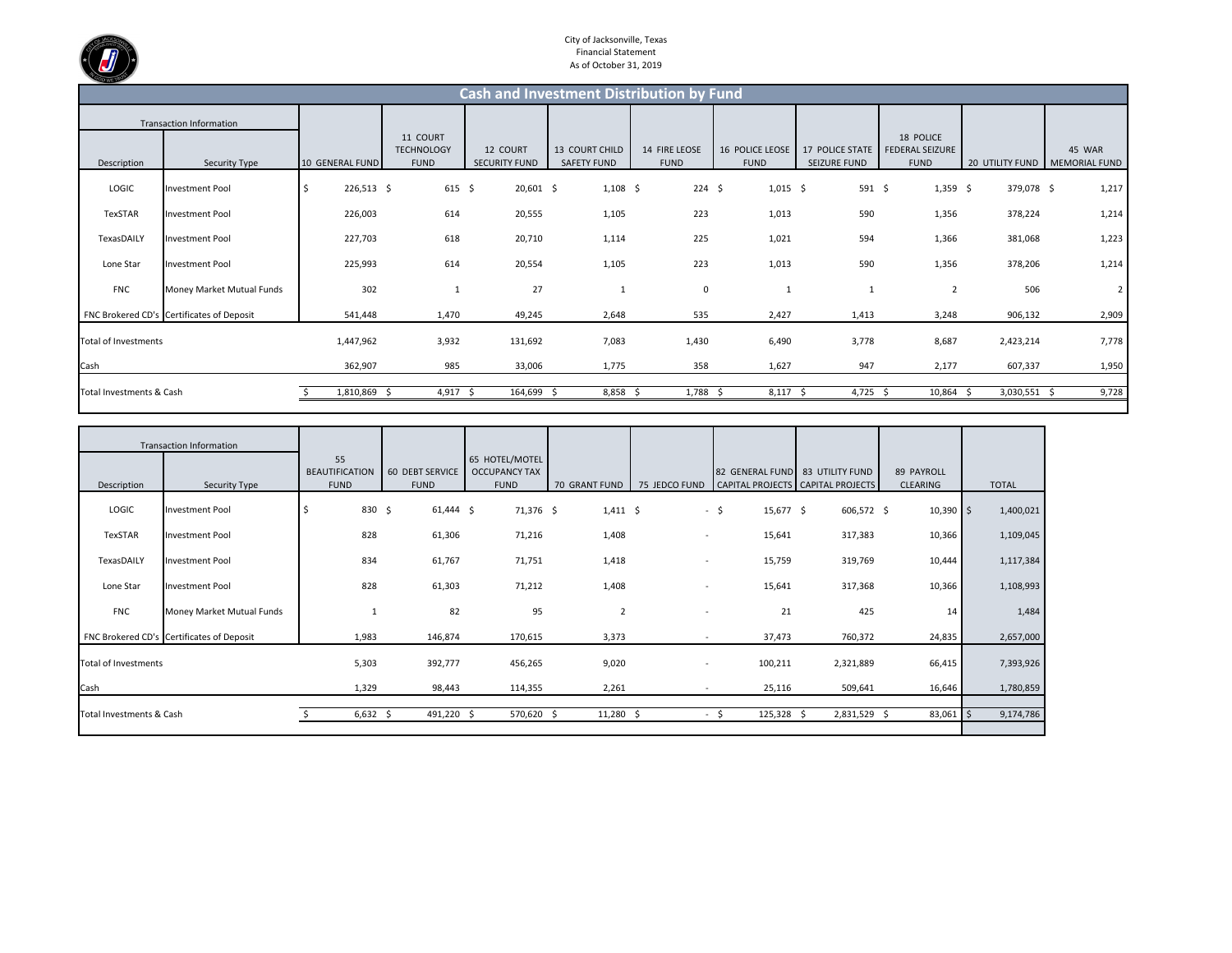City of Jacksonville, Texas
Financial Statement
As of October 31, 2019

## Cash and Investment Distribution by Fund

| Transaction Information | | | | | | | | | | | |
|---|---|---|---|---|---|---|---|---|---|---|---|
| Description | Security Type | 10 GENERAL FUND | 11 COURT TECHNOLOGY FUND | 12 COURT SECURITY FUND | 13 COURT CHILD SAFETY FUND | 14 FIRE LEOSE FUND | 16 POLICE LEOSE FUND | 17 POLICE STATE SEIZURE FUND | 18 POLICE FEDERAL SEIZURE FUND | 20 UTILITY FUND | 45 WAR MEMORIAL FUND |
| LOGIC | Investment Pool | $ 226,513 | $ 615 | $ 20,601 | $ 1,108 | $ 224 | $ 1,015 | $ 591 | $ 1,359 | $ 379,078 | $ 1,217 |
| TexSTAR | Investment Pool | 226,003 | 614 | 20,555 | 1,105 | 223 | 1,013 | 590 | 1,356 | 378,224 | 1,214 |
| TexasDAILY | Investment Pool | 227,703 | 618 | 20,710 | 1,114 | 225 | 1,021 | 594 | 1,366 | 381,068 | 1,223 |
| Lone Star | Investment Pool | 225,993 | 614 | 20,554 | 1,105 | 223 | 1,013 | 590 | 1,356 | 378,206 | 1,214 |
| FNC | Money Market Mutual Funds | 302 | 1 | 27 | 1 | 0 | 1 | 1 | 2 | 506 | 2 |
| FNC Brokered CD's | Certificates of Deposit | 541,448 | 1,470 | 49,245 | 2,648 | 535 | 2,427 | 1,413 | 3,248 | 906,132 | 2,909 |
| Total of Investments | | 1,447,962 | 3,932 | 131,692 | 7,083 | 1,430 | 6,490 | 3,778 | 8,687 | 2,423,214 | 7,778 |
| Cash | | 362,907 | 985 | 33,006 | 1,775 | 358 | 1,627 | 947 | 2,177 | 607,337 | 1,950 |
| Total Investments & Cash | | $ 1,810,869 | $ 4,917 | $ 164,699 | $ 8,858 | $ 1,788 | $ 8,117 | $ 4,725 | $ 10,864 | $ 3,030,551 | $ 9,728 |

| Transaction Information | | | | | | | | | | |
|---|---|---|---|---|---|---|---|---|---|---|
| Description | Security Type | 55 BEAUTIFICATION FUND | 60 DEBT SERVICE FUND | 65 HOTEL/MOTEL OCCUPANCY TAX FUND | 70 GRANT FUND | 75 JEDCO FUND | 82 GENERAL FUND CAPITAL PROJECTS | 83 UTILITY FUND CAPITAL PROJECTS | 89 PAYROLL CLEARING | TOTAL |
| LOGIC | Investment Pool | $ 830 | $ 61,444 | $ 71,376 | $ 1,411 | $ - | $ 15,677 | $ 606,572 | $ 10,390 | $ 1,400,021 |
| TexSTAR | Investment Pool | 828 | 61,306 | 71,216 | 1,408 | - | 15,641 | 317,383 | 10,366 | 1,109,045 |
| TexasDAILY | Investment Pool | 834 | 61,767 | 71,751 | 1,418 | - | 15,759 | 319,769 | 10,444 | 1,117,384 |
| Lone Star | Investment Pool | 828 | 61,303 | 71,212 | 1,408 | - | 15,641 | 317,368 | 10,366 | 1,108,993 |
| FNC | Money Market Mutual Funds | 1 | 82 | 95 | 2 | - | 21 | 425 | 14 | 1,484 |
| FNC Brokered CD's | Certificates of Deposit | 1,983 | 146,874 | 170,615 | 3,373 | - | 37,473 | 760,372 | 24,835 | 2,657,000 |
| Total of Investments | | 5,303 | 392,777 | 456,265 | 9,020 | - | 100,211 | 2,321,889 | 66,415 | 7,393,926 |
| Cash | | 1,329 | 98,443 | 114,355 | 2,261 | - | 25,116 | 509,641 | 16,646 | 1,780,859 |
| Total Investments & Cash | | $ 6,632 | $ 491,220 | $ 570,620 | $ 11,280 | $ - | $ 125,328 | $ 2,831,529 | $ 83,061 | $ 9,174,786 |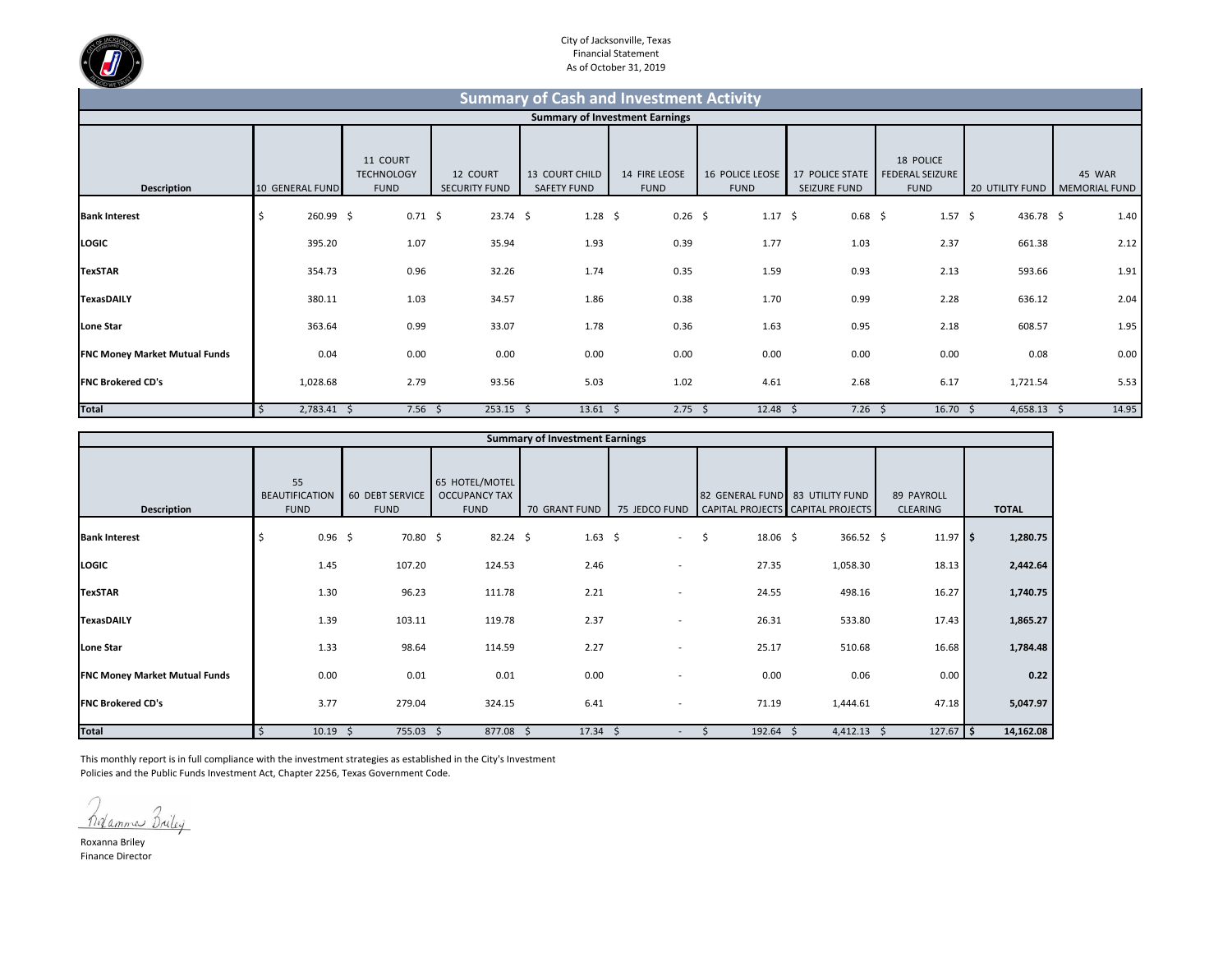City of Jacksonville, Texas
Financial Statement
As of October 31, 2019

## Summary of Cash and Investment Activity

### Summary of Investment Earnings

| Description | 10 GENERAL FUND | 11 COURT TECHNOLOGY FUND | 12 COURT SECURITY FUND | 13 COURT CHILD SAFETY FUND | 14 FIRE LEOSE FUND | 16 POLICE LEOSE FUND | 17 POLICE STATE SEIZURE FUND | 18 POLICE FEDERAL SEIZURE FUND | 20 UTILITY FUND | 45 WAR MEMORIAL FUND |
|---|---|---|---|---|---|---|---|---|---|---|
| **Bank Interest** | $ 260.99 | $ 0.71 | $ 23.74 | $ 1.28 | $ 0.26 | $ 1.17 | $ 0.68 | $ 1.57 | $ 436.78 | $ 1.40 |
| **LOGIC** | 395.20 | 1.07 | 35.94 | 1.93 | 0.39 | 1.77 | 1.03 | 2.37 | 661.38 | 2.12 |
| **TexSTAR** | 354.73 | 0.96 | 32.26 | 1.74 | 0.35 | 1.59 | 0.93 | 2.13 | 593.66 | 1.91 |
| **TexasDAILY** | 380.11 | 1.03 | 34.57 | 1.86 | 0.38 | 1.70 | 0.99 | 2.28 | 636.12 | 2.04 |
| **Lone Star** | 363.64 | 0.99 | 33.07 | 1.78 | 0.36 | 1.63 | 0.95 | 2.18 | 608.57 | 1.95 |
| **FNC Money Market Mutual Funds** | 0.04 | 0.00 | 0.00 | 0.00 | 0.00 | 0.00 | 0.00 | 0.00 | 0.08 | 0.00 |
| **FNC Brokered CD's** | 1,028.68 | 2.79 | 93.56 | 5.03 | 1.02 | 4.61 | 2.68 | 6.17 | 1,721.54 | 5.53 |
| **Total** | $ 2,783.41 | $ 7.56 | $ 253.15 | $ 13.61 | $ 2.75 | $ 12.48 | $ 7.26 | $ 16.70 | $ 4,658.13 | $ 14.95 |

### Summary of Investment Earnings

| Description | 55 BEAUTIFICATION FUND | 60 DEBT SERVICE FUND | 65 HOTEL/MOTEL OCCUPANCY TAX FUND | 70 GRANT FUND | 75 JEDCO FUND | 82 GENERAL FUND CAPITAL PROJECTS | 83 UTILITY FUND CAPITAL PROJECTS | 89 PAYROLL CLEARING | TOTAL |
|---|---|---|---|---|---|---|---|---|---|
| **Bank Interest** | $ 0.96 | $ 70.80 | $ 82.24 | $ 1.63 | $ - | $ 18.06 | $ 366.52 | $ 11.97 | **$ 1,280.75** |
| **LOGIC** | 1.45 | 107.20 | 124.53 | 2.46 | - | 27.35 | 1,058.30 | 18.13 | **2,442.64** |
| **TexSTAR** | 1.30 | 96.23 | 111.78 | 2.21 | - | 24.55 | 498.16 | 16.27 | **1,740.75** |
| **TexasDAILY** | 1.39 | 103.11 | 119.78 | 2.37 | - | 26.31 | 533.80 | 17.43 | **1,865.27** |
| **Lone Star** | 1.33 | 98.64 | 114.59 | 2.27 | - | 25.17 | 510.68 | 16.68 | **1,784.48** |
| **FNC Money Market Mutual Funds** | 0.00 | 0.01 | 0.01 | 0.00 | - | 0.00 | 0.06 | 0.00 | **0.22** |
| **FNC Brokered CD's** | 3.77 | 279.04 | 324.15 | 6.41 | - | 71.19 | 1,444.61 | 47.18 | **5,047.97** |
| **Total** | $ 10.19 | $ 755.03 | $ 877.08 | $ 17.34 | $ - | $ 192.64 | $ 4,412.13 | $ 127.67 | **$ 14,162.08** |

This monthly report is in full compliance with the investment strategies as established in the City's Investment Policies and the Public Funds Investment Act, Chapter 2256, Texas Government Code.

Roxanna Briley
Finance Director